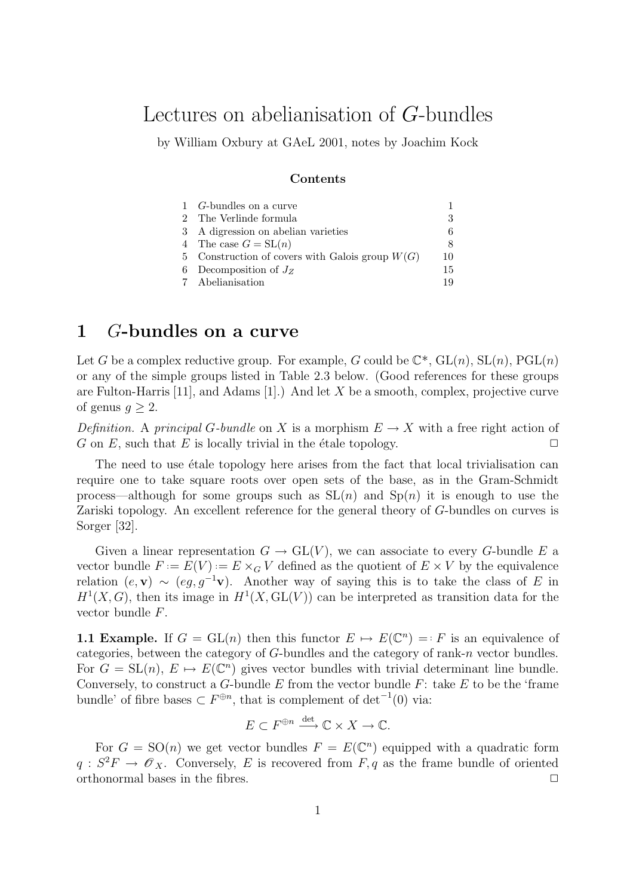# Lectures on abelianisation of $G$-bundles

by William Oxbury at GAeL 2001, notes by Joachim Kock

### Contents

| | | |
|---|---|---|
| 1 | $G$-bundles on a curve | 1 |
| 2 | The Verlinde formula | 3 |
| 3 | A digression on abelian varieties | 6 |
| 4 | The case $G = \mathrm{SL}(n)$ | 8 |
| 5 | Construction of covers with Galois group $W(G)$ | 10 |
| 6 | Decomposition of $J_Z$ | 15 |
| 7 | Abelianisation | 19 |

## 1 $G$-bundles on a curve

Let $G$ be a complex reductive group. For example, $G$ could be $\mathbb{C}^*$, $\mathrm{GL}(n)$, $\mathrm{SL}(n)$, $\mathrm{PGL}(n)$ or any of the simple groups listed in Table 2.3 below. (Good references for these groups are Fulton-Harris [11], and Adams [1].) And let $X$ be a smooth, complex, projective curve of genus $g \geq 2$.

*Definition.* A *principal $G$-bundle* on $X$ is a morphism $E \to X$ with a free right action of $G$ on $E$, such that $E$ is locally trivial in the étale topology. $\square$

The need to use étale topology here arises from the fact that local trivialisation can require one to take square roots over open sets of the base, as in the Gram-Schmidt process—although for some groups such as $\mathrm{SL}(n)$ and $\mathrm{Sp}(n)$ it is enough to use the Zariski topology. An excellent reference for the general theory of $G$-bundles on curves is Sorger [32].

Given a linear representation $G \to \mathrm{GL}(V)$, we can associate to every $G$-bundle $E$ a vector bundle $F := E(V) := E \times_G V$ defined as the quotient of $E \times V$ by the equivalence relation $(e, \mathbf{v}) \sim (eg, g^{-1}\mathbf{v})$. Another way of saying this is to take the class of $E$ in $H^1(X, G)$, then its image in $H^1(X, \mathrm{GL}(V))$ can be interpreted as transition data for the vector bundle $F$.

**1.1 Example.** If $G = \mathrm{GL}(n)$ then this functor $E \mapsto E(\mathbb{C}^n) =: F$ is an equivalence of categories, between the category of $G$-bundles and the category of rank-$n$ vector bundles. For $G = \mathrm{SL}(n)$, $E \mapsto E(\mathbb{C}^n)$ gives vector bundles with trivial determinant line bundle. Conversely, to construct a $G$-bundle $E$ from the vector bundle $F$: take $E$ to be the 'frame bundle' of fibre bases $\subset F^{\oplus n}$, that is complement of $\det^{-1}(0)$ via:

$$E \subset F^{\oplus n} \xrightarrow{\det} \mathbb{C} \times X \to \mathbb{C}.$$

For $G = \mathrm{SO}(n)$ we get vector bundles $F = E(\mathbb{C}^n)$ equipped with a quadratic form $q : S^2F \to \mathscr{O}_X$. Conversely, $E$ is recovered from $F, q$ as the frame bundle of oriented orthonormal bases in the fibres. $\square$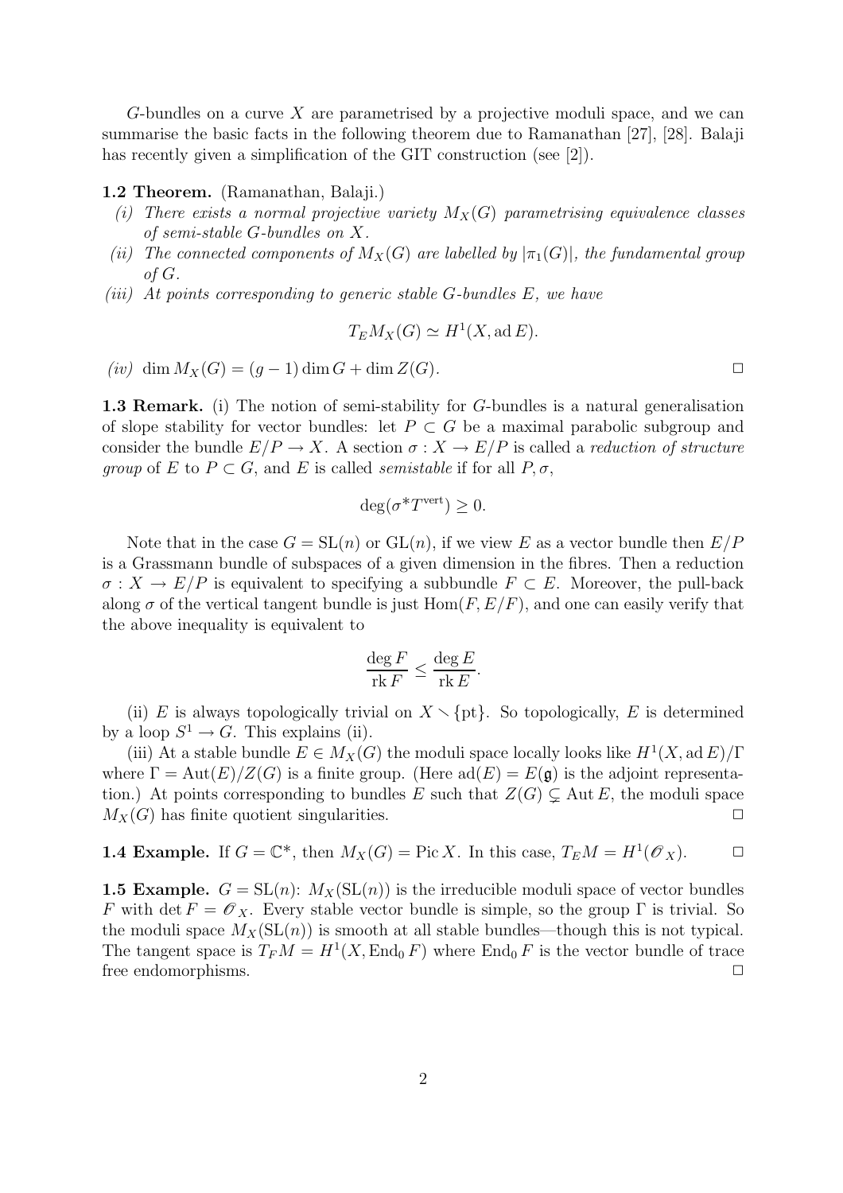$G$-bundles on a curve $X$ are parametrised by a projective moduli space, and we can summarise the basic facts in the following theorem due to Ramanathan [27], [28]. Balaji has recently given a simplification of the GIT construction (see [2]).

**1.2 Theorem.** (Ramanathan, Balaji.)

*(i) There exists a normal projective variety $M_X(G)$ parametrising equivalence classes of semi-stable $G$-bundles on $X$.*

*(ii) The connected components of $M_X(G)$ are labelled by $|\pi_1(G)|$, the fundamental group of $G$.*

*(iii) At points corresponding to generic stable $G$-bundles $E$, we have*

$$T_E M_X(G) \simeq H^1(X, \operatorname{ad} E).$$

*(iv)* $\dim M_X(G) = (g-1)\dim G + \dim Z(G)$. □

**1.3 Remark.** (i) The notion of semi-stability for $G$-bundles is a natural generalisation of slope stability for vector bundles: let $P \subset G$ be a maximal parabolic subgroup and consider the bundle $E/P \to X$. A section $\sigma : X \to E/P$ is called a *reduction of structure group* of $E$ to $P \subset G$, and $E$ is called *semistable* if for all $P, \sigma$,

$$\deg(\sigma^* T^{\mathrm{vert}}) \geq 0.$$

Note that in the case $G = \mathrm{SL}(n)$ or $\mathrm{GL}(n)$, if we view $E$ as a vector bundle then $E/P$ is a Grassmann bundle of subspaces of a given dimension in the fibres. Then a reduction $\sigma : X \to E/P$ is equivalent to specifying a subbundle $F \subset E$. Moreover, the pull-back along $\sigma$ of the vertical tangent bundle is just $\mathrm{Hom}(F, E/F)$, and one can easily verify that the above inequality is equivalent to

$$\frac{\deg F}{\operatorname{rk} F} \leq \frac{\deg E}{\operatorname{rk} E}.$$

(ii) $E$ is always topologically trivial on $X \smallsetminus \{\mathrm{pt}\}$. So topologically, $E$ is determined by a loop $S^1 \to G$. This explains (ii).

(iii) At a stable bundle $E \in M_X(G)$ the moduli space locally looks like $H^1(X, \operatorname{ad} E)/\Gamma$ where $\Gamma = \operatorname{Aut}(E)/Z(G)$ is a finite group. (Here $\operatorname{ad}(E) = E(\mathfrak{g})$ is the adjoint representation.) At points corresponding to bundles $E$ such that $Z(G) \subsetneq \operatorname{Aut} E$, the moduli space $M_X(G)$ has finite quotient singularities. □

**1.4 Example.** If $G = \mathbb{C}^*$, then $M_X(G) = \operatorname{Pic} X$. In this case, $T_E M = H^1(\mathscr{O}_X)$. □

**1.5 Example.** $G = \mathrm{SL}(n)$: $M_X(\mathrm{SL}(n))$ is the irreducible moduli space of vector bundles $F$ with $\det F = \mathscr{O}_X$. Every stable vector bundle is simple, so the group $\Gamma$ is trivial. So the moduli space $M_X(\mathrm{SL}(n))$ is smooth at all stable bundles—though this is not typical. The tangent space is $T_F M = H^1(X, \operatorname{End}_0 F)$ where $\operatorname{End}_0 F$ is the vector bundle of trace free endomorphisms. □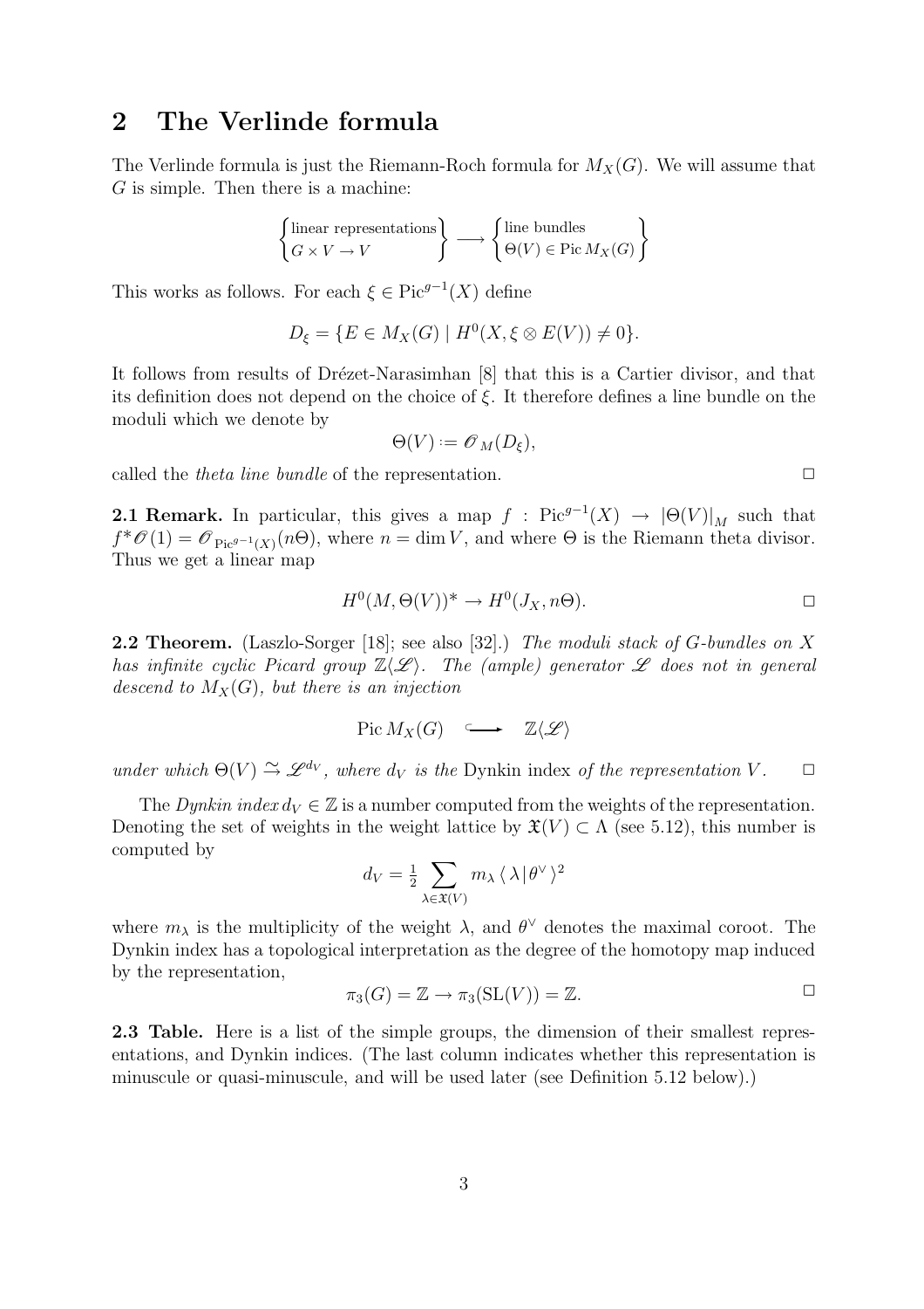## 2 The Verlinde formula

The Verlinde formula is just the Riemann-Roch formula for $M_X(G)$. We will assume that $G$ is simple. Then there is a machine:

$$\left\{\begin{matrix}\text{linear representations}\\ G\times V\to V\end{matrix}\right\} \longrightarrow \left\{\begin{matrix}\text{line bundles}\\ \Theta(V)\in \operatorname{Pic} M_X(G)\end{matrix}\right\}$$

This works as follows. For each $\xi \in \operatorname{Pic}^{g-1}(X)$ define

$$D_\xi = \{E \in M_X(G) \mid H^0(X, \xi \otimes E(V)) \neq 0\}.$$

It follows from results of Drézet-Narasimhan [8] that this is a Cartier divisor, and that its definition does not depend on the choice of $\xi$. It therefore defines a line bundle on the moduli which we denote by

$$\Theta(V) := \mathscr{O}_M(D_\xi),$$

called the *theta line bundle* of the representation. □

**2.1 Remark.** In particular, this gives a map $f : \operatorname{Pic}^{g-1}(X) \to |\Theta(V)|_M$ such that $f^*\mathscr{O}(1) = \mathscr{O}_{\operatorname{Pic}^{g-1}(X)}(n\Theta)$, where $n = \dim V$, and where $\Theta$ is the Riemann theta divisor. Thus we get a linear map

$$H^0(M, \Theta(V))^* \to H^0(J_X, n\Theta).$$

□

**2.2 Theorem.** (Laszlo-Sorger [18]; see also [32].) *The moduli stack of $G$-bundles on $X$ has infinite cyclic Picard group $\mathbb{Z}\langle\mathscr{L}\rangle$. The (ample) generator $\mathscr{L}$ does not in general descend to $M_X(G)$, but there is an injection*

$$\operatorname{Pic} M_X(G) \hookrightarrow \mathbb{Z}\langle\mathscr{L}\rangle$$

*under which $\Theta(V) \xrightarrow{\sim} \mathscr{L}^{d_V}$, where $d_V$ is the* Dynkin index *of the representation $V$.* □

The *Dynkin index* $d_V \in \mathbb{Z}$ is a number computed from the weights of the representation. Denoting the set of weights in the weight lattice by $\mathfrak{X}(V) \subset \Lambda$ (see 5.12), this number is computed by

$$d_V = \tfrac{1}{2} \sum_{\lambda \in \mathfrak{X}(V)} m_\lambda \langle \lambda | \theta^\vee \rangle^2$$

where $m_\lambda$ is the multiplicity of the weight $\lambda$, and $\theta^\vee$ denotes the maximal coroot. The Dynkin index has a topological interpretation as the degree of the homotopy map induced by the representation,

$$\pi_3(G) = \mathbb{Z} \to \pi_3(\mathrm{SL}(V)) = \mathbb{Z}.$$

□

**2.3 Table.** Here is a list of the simple groups, the dimension of their smallest representations, and Dynkin indices. (The last column indicates whether this representation is minuscule or quasi-minuscule, and will be used later (see Definition 5.12 below).)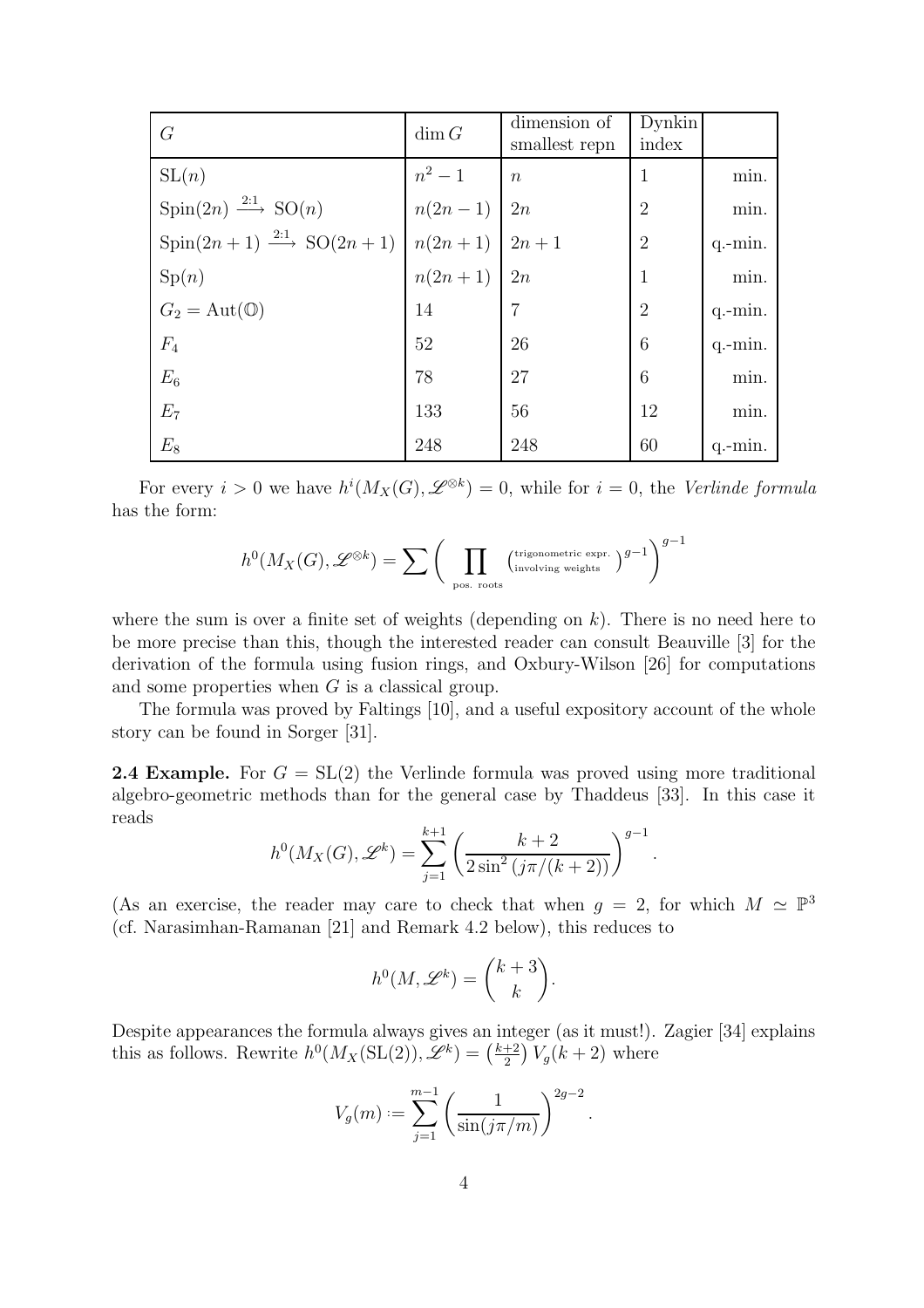| $G$ | $\dim G$ | dimension of smallest repn | Dynkin index | |
|---|---|---|---|---|
| $\mathrm{SL}(n)$ | $n^2-1$ | $n$ | 1 | min. |
| $\mathrm{Spin}(2n) \xrightarrow{2:1} \mathrm{SO}(n)$ | $n(2n-1)$ | $2n$ | 2 | min. |
| $\mathrm{Spin}(2n+1) \xrightarrow{2:1} \mathrm{SO}(2n+1)$ | $n(2n+1)$ | $2n+1$ | 2 | q.-min. |
| $\mathrm{Sp}(n)$ | $n(2n+1)$ | $2n$ | 1 | min. |
| $G_2 = \mathrm{Aut}(\mathbb{O})$ | 14 | 7 | 2 | q.-min. |
| $F_4$ | 52 | 26 | 6 | q.-min. |
| $E_6$ | 78 | 27 | 6 | min. |
| $E_7$ | 133 | 56 | 12 | min. |
| $E_8$ | 248 | 248 | 60 | q.-min. |

For every $i > 0$ we have $h^i(M_X(G), \mathscr{L}^{\otimes k}) = 0$, while for $i = 0$, the *Verlinde formula* has the form:

$$h^0(M_X(G), \mathscr{L}^{\otimes k}) = \sum \Bigg( \prod_{\text{pos. roots}} \left({\scriptstyle\text{trigonometric expr.} \atop \scriptstyle\text{involving weights}}\right)^{g-1} \Bigg)^{g-1}$$

where the sum is over a finite set of weights (depending on $k$). There is no need here to be more precise than this, though the interested reader can consult Beauville [3] for the derivation of the formula using fusion rings, and Oxbury-Wilson [26] for computations and some properties when $G$ is a classical group.

The formula was proved by Faltings [10], and a useful expository account of the whole story can be found in Sorger [31].

**2.4 Example.** For $G = \mathrm{SL}(2)$ the Verlinde formula was proved using more traditional algebro-geometric methods than for the general case by Thaddeus [33]. In this case it reads

$$h^0(M_X(G), \mathscr{L}^k) = \sum_{j=1}^{k+1} \left( \frac{k+2}{2\sin^2(j\pi/(k+2))} \right)^{g-1}.$$

(As an exercise, the reader may care to check that when $g = 2$, for which $M \simeq \mathbb{P}^3$ (cf. Narasimhan-Ramanan [21] and Remark 4.2 below), this reduces to

$$h^0(M, \mathscr{L}^k) = \binom{k+3}{k}.$$

Despite appearances the formula always gives an integer (as it must!). Zagier [34] explains this as follows. Rewrite $h^0(M_X(\mathrm{SL}(2)), \mathscr{L}^k) = \left(\frac{k+2}{2}\right) V_g(k+2)$ where

$$V_g(m) := \sum_{j=1}^{m-1} \left( \frac{1}{\sin(j\pi/m)} \right)^{2g-2}.$$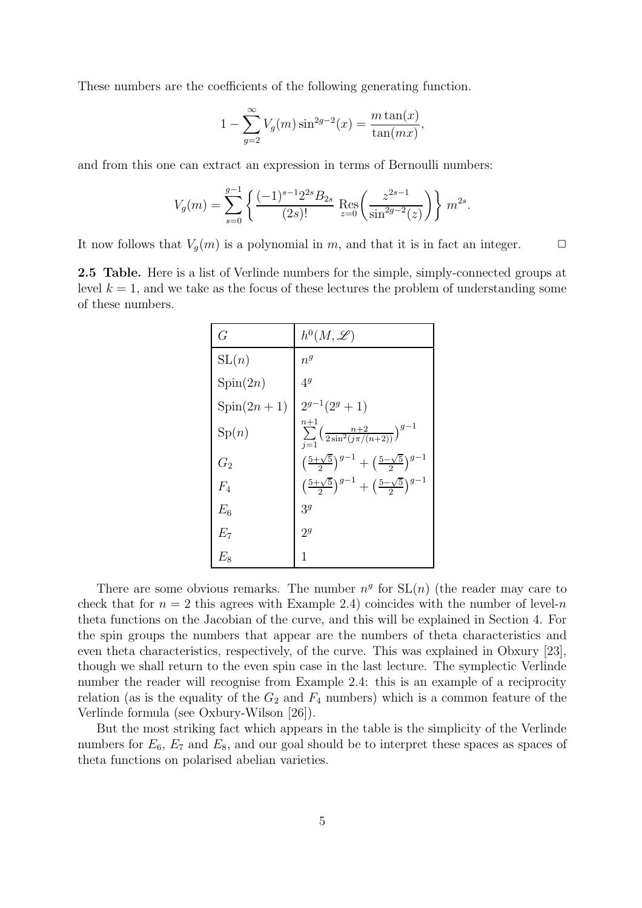These numbers are the coefficients of the following generating function.

$$1 - \sum_{g=2}^{\infty} V_g(m) \sin^{2g-2}(x) = \frac{m \tan(x)}{\tan(mx)},$$

and from this one can extract an expression in terms of Bernoulli numbers:

$$V_g(m) = \sum_{s=0}^{g-1} \left\{ \frac{(-1)^{s-1} 2^{2s} B_{2s}}{(2s)!} \operatorname*{Res}_{z=0} \left( \frac{z^{2s-1}}{\sin^{2g-2}(z)} \right) \right\} m^{2s}.$$

It now follows that $V_g(m)$ is a polynomial in $m$, and that it is in fact an integer. $\square$

**2.5 Table.** Here is a list of Verlinde numbers for the simple, simply-connected groups at level $k = 1$, and we take as the focus of these lectures the problem of understanding some of these numbers.

| $G$ | $h^0(M, \mathscr{L})$ |
|---|---|
| $\mathrm{SL}(n)$ | $n^g$ |
| $\mathrm{Spin}(2n)$ | $4^g$ |
| $\mathrm{Spin}(2n+1)$ | $2^{g-1}(2^g + 1)$ |
| $\mathrm{Sp}(n)$ | $\sum_{j=1}^{n+1} \left( \frac{n+2}{2\sin^2(j\pi/(n+2))} \right)^{g-1}$ |
| $G_2$ | $\left(\frac{5+\sqrt{5}}{2}\right)^{g-1} + \left(\frac{5-\sqrt{5}}{2}\right)^{g-1}$ |
| $F_4$ | $\left(\frac{5+\sqrt{5}}{2}\right)^{g-1} + \left(\frac{5-\sqrt{5}}{2}\right)^{g-1}$ |
| $E_6$ | $3^g$ |
| $E_7$ | $2^g$ |
| $E_8$ | $1$ |

There are some obvious remarks. The number $n^g$ for $\mathrm{SL}(n)$ (the reader may care to check that for $n = 2$ this agrees with Example 2.4) coincides with the number of level-$n$ theta functions on the Jacobian of the curve, and this will be explained in Section 4. For the spin groups the numbers that appear are the numbers of theta characteristics and even theta characteristics, respectively, of the curve. This was explained in Obxury [23], though we shall return to the even spin case in the last lecture. The symplectic Verlinde number the reader will recognise from Example 2.4: this is an example of a reciprocity relation (as is the equality of the $G_2$ and $F_4$ numbers) which is a common feature of the Verlinde formula (see Oxbury-Wilson [26]).

But the most striking fact which appears in the table is the simplicity of the Verlinde numbers for $E_6$, $E_7$ and $E_8$, and our goal should be to interpret these spaces as spaces of theta functions on polarised abelian varieties.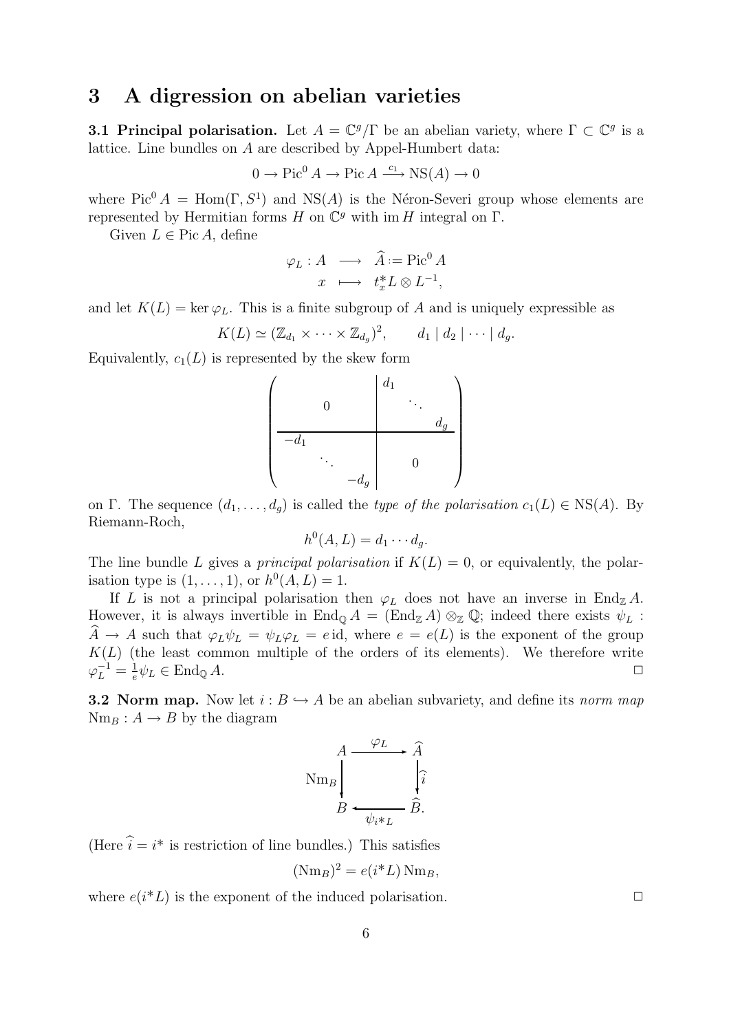# 3 A digression on abelian varieties

**3.1 Principal polarisation.** Let $A = \mathbb{C}^g/\Gamma$ be an abelian variety, where $\Gamma \subset \mathbb{C}^g$ is a lattice. Line bundles on $A$ are described by Appel-Humbert data:

$$0 \to \operatorname{Pic}^0 A \to \operatorname{Pic} A \xrightarrow{c_1} \operatorname{NS}(A) \to 0$$

where $\operatorname{Pic}^0 A = \operatorname{Hom}(\Gamma, S^1)$ and $\operatorname{NS}(A)$ is the Néron-Severi group whose elements are represented by Hermitian forms $H$ on $\mathbb{C}^g$ with $\operatorname{im} H$ integral on $\Gamma$.

Given $L \in \operatorname{Pic} A$, define

$$\begin{aligned} \varphi_L : A &\longrightarrow \widehat{A} := \operatorname{Pic}^0 A \\ x &\longmapsto t_x^* L \otimes L^{-1}, \end{aligned}$$

and let $K(L) = \ker \varphi_L$. This is a finite subgroup of $A$ and is uniquely expressible as

$$K(L) \simeq (\mathbb{Z}_{d_1} \times \cdots \times \mathbb{Z}_{d_g})^2, \qquad d_1 \mid d_2 \mid \cdots \mid d_g.$$

Equivalently, $c_1(L)$ is represented by the skew form

$$\left(\begin{array}{ccc|ccc} & & & d_1 & & \\ & 0 & & & \ddots & \\ & & & & & d_g \\ \hline -d_1 & & & & & \\ & \ddots & & & 0 & \\ & & -d_g & & & \end{array}\right)$$

on $\Gamma$. The sequence $(d_1, \dots, d_g)$ is called the *type of the polarisation* $c_1(L) \in \operatorname{NS}(A)$. By Riemann-Roch,

$$h^0(A, L) = d_1 \cdots d_g.$$

The line bundle $L$ gives a *principal polarisation* if $K(L) = 0$, or equivalently, the polarisation type is $(1, \dots, 1)$, or $h^0(A, L) = 1$.

If $L$ is not a principal polarisation then $\varphi_L$ does not have an inverse in $\operatorname{End}_{\mathbb{Z}} A$. However, it is always invertible in $\operatorname{End}_{\mathbb{Q}} A = (\operatorname{End}_{\mathbb{Z}} A) \otimes_{\mathbb{Z}} \mathbb{Q}$; indeed there exists $\psi_L : \widehat{A} \to A$ such that $\varphi_L \psi_L = \psi_L \varphi_L = e \operatorname{id}$, where $e = e(L)$ is the exponent of the group $K(L)$ (the least common multiple of the orders of its elements). We therefore write $\varphi_L^{-1} = \frac{1}{e} \psi_L \in \operatorname{End}_{\mathbb{Q}} A$. □

**3.2 Norm map.** Now let $i : B \hookrightarrow A$ be an abelian subvariety, and define its *norm map* $\operatorname{Nm}_B : A \to B$ by the diagram

$$\begin{array}{ccc} A & \xrightarrow{\varphi_L} & \widehat{A} \\ {\scriptstyle \operatorname{Nm}_B} \big\downarrow & & \big\downarrow {\scriptstyle \widehat{i}} \\ B & \xleftarrow[\psi_{i^*L}]{} & \widehat{B}. \end{array}$$

(Here $\widehat{i} = i^*$ is restriction of line bundles.) This satisfies

$$(\operatorname{Nm}_B)^2 = e(i^*L) \operatorname{Nm}_B,$$

where $e(i^*L)$ is the exponent of the induced polarisation. □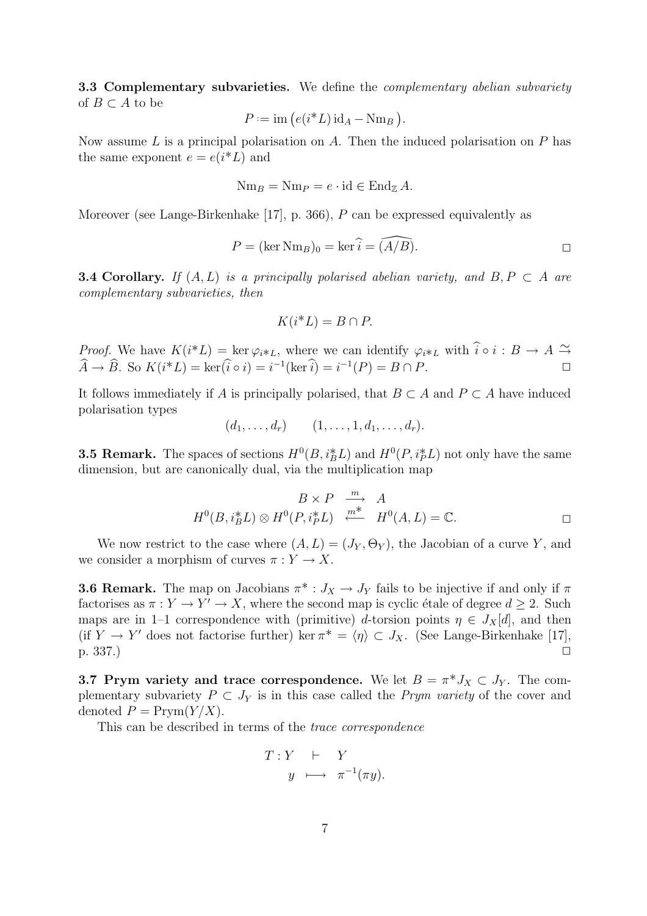**3.3 Complementary subvarieties.** We define the *complementary abelian subvariety* of $B \subset A$ to be

$$P := \operatorname{im}\big(e(i^*L)\operatorname{id}_A - \operatorname{Nm}_B\big).$$

Now assume $L$ is a principal polarisation on $A$. Then the induced polarisation on $P$ has the same exponent $e = e(i^*L)$ and

$$\operatorname{Nm}_B = \operatorname{Nm}_P = e \cdot \operatorname{id} \in \operatorname{End}_{\mathbb{Z}} A.$$

Moreover (see Lange-Birkenhake [17], p. 366), $P$ can be expressed equivalently as

$$P = (\ker \operatorname{Nm}_B)_0 = \ker \widehat{i} = \widehat{(A/B)}. \qquad \Box$$

**3.4 Corollary.** *If $(A, L)$ is a principally polarised abelian variety, and $B, P \subset A$ are complementary subvarieties, then*

$$K(i^*L) = B \cap P.$$

*Proof.* We have $K(i^*L) = \ker \varphi_{i^*L}$, where we can identify $\varphi_{i^*L}$ with $\widehat{i} \circ i : B \to A \xrightarrow{\simeq} \widehat{A} \to \widehat{B}$. So $K(i^*L) = \ker(\widehat{i} \circ i) = i^{-1}(\ker \widehat{i}) = i^{-1}(P) = B \cap P$. $\Box$

It follows immediately if $A$ is principally polarised, that $B \subset A$ and $P \subset A$ have induced polarisation types

$$(d_1, \dots, d_r) \qquad (1, \dots, 1, d_1, \dots, d_r).$$

**3.5 Remark.** The spaces of sections $H^0(B, i_B^*L)$ and $H^0(P, i_P^*L)$ not only have the same dimension, but are canonically dual, via the multiplication map

$$\begin{array}{ccc} B \times P & \xrightarrow{m} & A \\ H^0(B, i_B^*L) \otimes H^0(P, i_P^*L) & \xleftarrow{m^*} & H^0(A, L) = \mathbb{C}. \end{array} \qquad \Box$$

We now restrict to the case where $(A, L) = (J_Y, \Theta_Y)$, the Jacobian of a curve $Y$, and we consider a morphism of curves $\pi : Y \to X$.

**3.6 Remark.** The map on Jacobians $\pi^* : J_X \to J_Y$ fails to be injective if and only if $\pi$ factorises as $\pi : Y \to Y' \to X$, where the second map is cyclic étale of degree $d \geq 2$. Such maps are in 1–1 correspondence with (primitive) $d$-torsion points $\eta \in J_X[d]$, and then (if $Y \to Y'$ does not factorise further) $\ker \pi^* = \langle \eta \rangle \subset J_X$. (See Lange-Birkenhake [17], p. 337.) $\Box$

**3.7 Prym variety and trace correspondence.** We let $B = \pi^* J_X \subset J_Y$. The complementary subvariety $P \subset J_Y$ is in this case called the *Prym variety* of the cover and denoted $P = \operatorname{Prym}(Y/X)$.

This can be described in terms of the *trace correspondence*

$$\begin{array}{rccc} T : & Y & \vdash & Y \\ & y & \longmapsto & \pi^{-1}(\pi y). \end{array}$$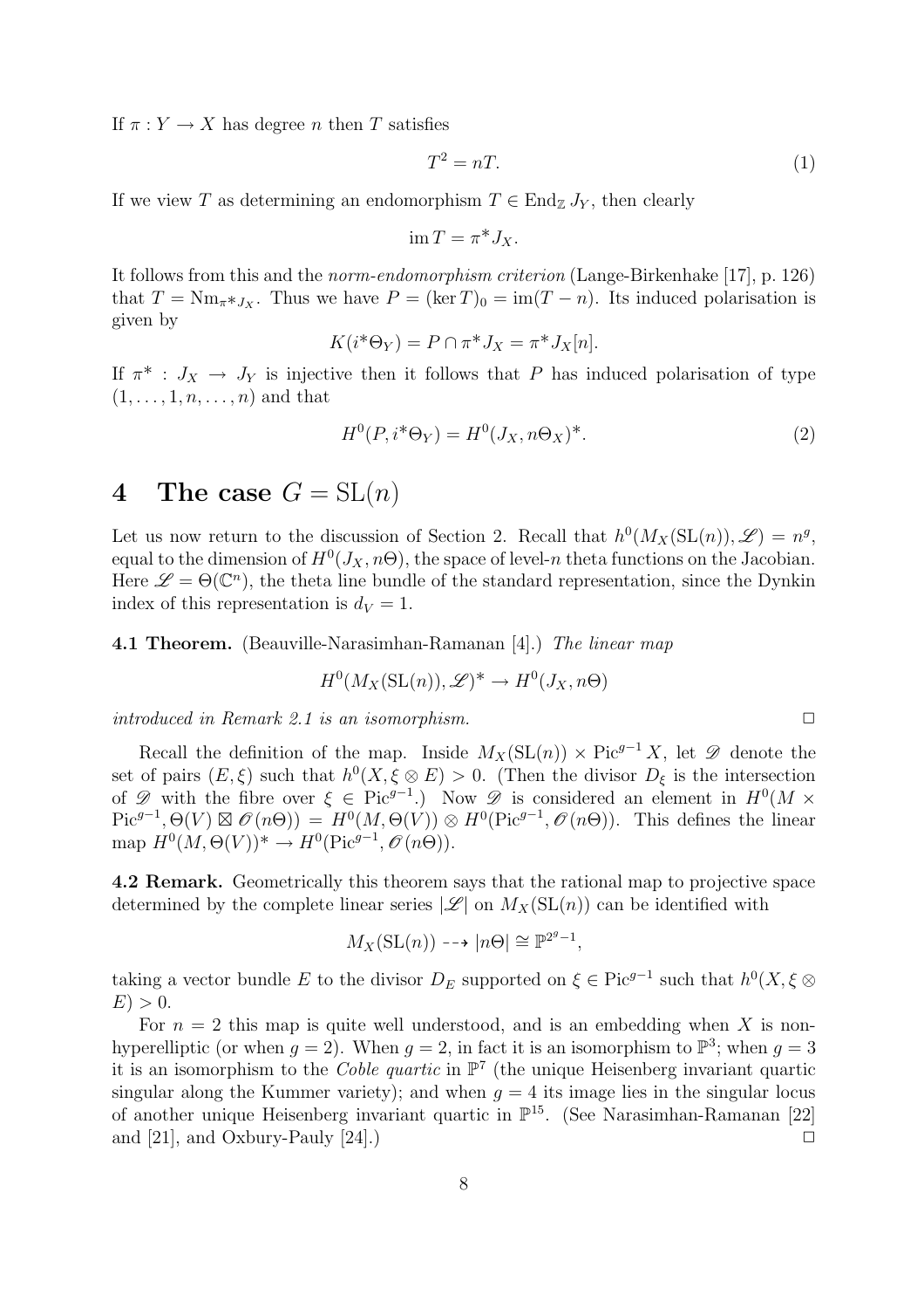If $\pi : Y \to X$ has degree $n$ then $T$ satisfies

$$T^2 = nT. \tag{1}$$

If we view $T$ as determining an endomorphism $T \in \operatorname{End}_{\mathbb{Z}} J_Y$, then clearly

$$\operatorname{im} T = \pi^* J_X.$$

It follows from this and the *norm-endomorphism criterion* (Lange-Birkenhake [17], p. 126) that $T = \mathrm{Nm}_{\pi^* J_X}$. Thus we have $P = (\ker T)_0 = \operatorname{im}(T - n)$. Its induced polarisation is given by

$$K(i^* \Theta_Y) = P \cap \pi^* J_X = \pi^* J_X[n].$$

If $\pi^* : J_X \to J_Y$ is injective then it follows that $P$ has induced polarisation of type $(1, \ldots, 1, n, \ldots, n)$ and that

$$H^0(P, i^* \Theta_Y) = H^0(J_X, n\Theta_X)^*. \tag{2}$$

# 4 The case $G = \mathrm{SL}(n)$

Let us now return to the discussion of Section 2. Recall that $h^0(M_X(\mathrm{SL}(n)), \mathscr{L}) = n^g$, equal to the dimension of $H^0(J_X, n\Theta)$, the space of level-$n$ theta functions on the Jacobian. Here $\mathscr{L} = \Theta(\mathbb{C}^n)$, the theta line bundle of the standard representation, since the Dynkin index of this representation is $d_V = 1$.

**4.1 Theorem.** (Beauville-Narasimhan-Ramanan [4].) *The linear map*

$$H^0(M_X(\mathrm{SL}(n)), \mathscr{L})^* \to H^0(J_X, n\Theta)$$

*introduced in Remark 2.1 is an isomorphism.* □

Recall the definition of the map. Inside $M_X(\mathrm{SL}(n)) \times \mathrm{Pic}^{g-1} X$, let $\mathscr{D}$ denote the set of pairs $(E, \xi)$ such that $h^0(X, \xi \otimes E) > 0$. (Then the divisor $D_\xi$ is the intersection of $\mathscr{D}$ with the fibre over $\xi \in \mathrm{Pic}^{g-1}$.) Now $\mathscr{D}$ is considered an element in $H^0(M \times \mathrm{Pic}^{g-1}, \Theta(V) \boxtimes \mathscr{O}(n\Theta)) = H^0(M, \Theta(V)) \otimes H^0(\mathrm{Pic}^{g-1}, \mathscr{O}(n\Theta))$. This defines the linear map $H^0(M, \Theta(V))^* \to H^0(\mathrm{Pic}^{g-1}, \mathscr{O}(n\Theta))$.

**4.2 Remark.** Geometrically this theorem says that the rational map to projective space determined by the complete linear series $|\mathscr{L}|$ on $M_X(\mathrm{SL}(n))$ can be identified with

$$M_X(\mathrm{SL}(n)) \dashrightarrow |n\Theta| \cong \mathbb{P}^{2^g - 1},$$

taking a vector bundle $E$ to the divisor $D_E$ supported on $\xi \in \mathrm{Pic}^{g-1}$ such that $h^0(X, \xi \otimes E) > 0$.

For $n = 2$ this map is quite well understood, and is an embedding when $X$ is non-hyperelliptic (or when $g = 2$). When $g = 2$, in fact it is an isomorphism to $\mathbb{P}^3$; when $g = 3$ it is an isomorphism to the *Coble quartic* in $\mathbb{P}^7$ (the unique Heisenberg invariant quartic singular along the Kummer variety); and when $g = 4$ its image lies in the singular locus of another unique Heisenberg invariant quartic in $\mathbb{P}^{15}$. (See Narasimhan-Ramanan [22] and [21], and Oxbury-Pauly [24].) □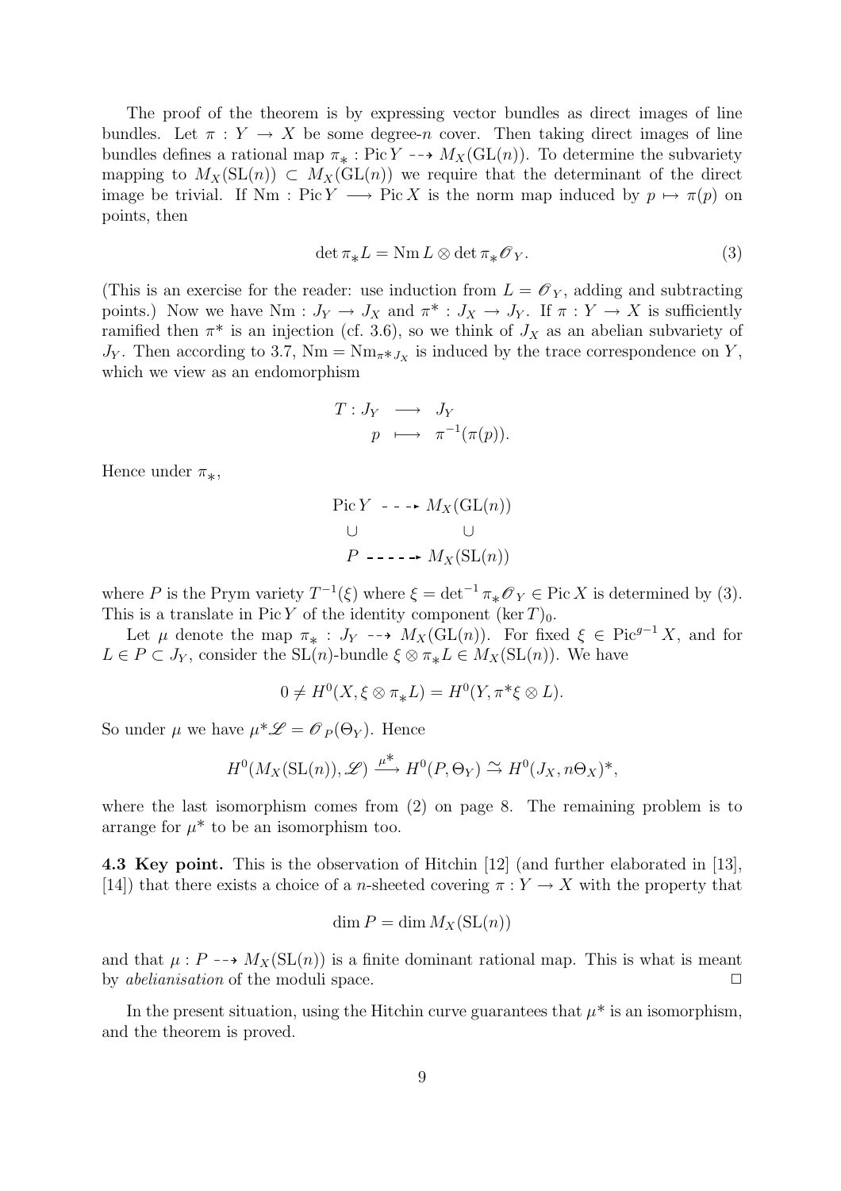The proof of the theorem is by expressing vector bundles as direct images of line bundles. Let $\pi : Y \to X$ be some degree-$n$ cover. Then taking direct images of line bundles defines a rational map $\pi_* : \operatorname{Pic} Y \dashrightarrow M_X(\mathrm{GL}(n))$. To determine the subvariety mapping to $M_X(\mathrm{SL}(n)) \subset M_X(\mathrm{GL}(n))$ we require that the determinant of the direct image be trivial. If $\mathrm{Nm} : \operatorname{Pic} Y \longrightarrow \operatorname{Pic} X$ is the norm map induced by $p \mapsto \pi(p)$ on points, then

$$\det \pi_* L = \mathrm{Nm}\, L \otimes \det \pi_* \mathscr{O}_Y. \tag{3}$$

(This is an exercise for the reader: use induction from $L = \mathscr{O}_Y$, adding and subtracting points.) Now we have $\mathrm{Nm} : J_Y \to J_X$ and $\pi^* : J_X \to J_Y$. If $\pi : Y \to X$ is sufficiently ramified then $\pi^*$ is an injection (cf. 3.6), so we think of $J_X$ as an abelian subvariety of $J_Y$. Then according to 3.7, $\mathrm{Nm} = \mathrm{Nm}_{\pi^* J_X}$ is induced by the trace correspondence on $Y$, which we view as an endomorphism

$$\begin{array}{rccl} T : & J_Y & \longrightarrow & J_Y \\ & p & \longmapsto & \pi^{-1}(\pi(p)). \end{array}$$

Hence under $\pi_*$,

$$\begin{array}{ccc} \operatorname{Pic} Y & \dashrightarrow & M_X(\mathrm{GL}(n)) \\ \cup & & \cup \\ P & \dashrightarrow & M_X(\mathrm{SL}(n)) \end{array}$$

where $P$ is the Prym variety $T^{-1}(\xi)$ where $\xi = \det^{-1} \pi_* \mathscr{O}_Y \in \operatorname{Pic} X$ is determined by (3). This is a translate in $\operatorname{Pic} Y$ of the identity component $(\ker T)_0$.

Let $\mu$ denote the map $\pi_* : J_Y \dashrightarrow M_X(\mathrm{GL}(n))$. For fixed $\xi \in \operatorname{Pic}^{g-1} X$, and for $L \in P \subset J_Y$, consider the $\mathrm{SL}(n)$-bundle $\xi \otimes \pi_* L \in M_X(\mathrm{SL}(n))$. We have

$$0 \neq H^0(X, \xi \otimes \pi_* L) = H^0(Y, \pi^* \xi \otimes L).$$

So under $\mu$ we have $\mu^* \mathscr{L} = \mathscr{O}_P(\Theta_Y)$. Hence

$$H^0(M_X(\mathrm{SL}(n)), \mathscr{L}) \xrightarrow{\mu^*} H^0(P, \Theta_Y) \xrightarrow{\sim} H^0(J_X, n\Theta_X)^*,$$

where the last isomorphism comes from (2) on page 8. The remaining problem is to arrange for $\mu^*$ to be an isomorphism too.

**4.3 Key point.** This is the observation of Hitchin [12] (and further elaborated in [13], [14]) that there exists a choice of a $n$-sheeted covering $\pi : Y \to X$ with the property that

$$\dim P = \dim M_X(\mathrm{SL}(n))$$

and that $\mu : P \dashrightarrow M_X(\mathrm{SL}(n))$ is a finite dominant rational map. This is what is meant by *abelianisation* of the moduli space. □

In the present situation, using the Hitchin curve guarantees that $\mu^*$ is an isomorphism, and the theorem is proved.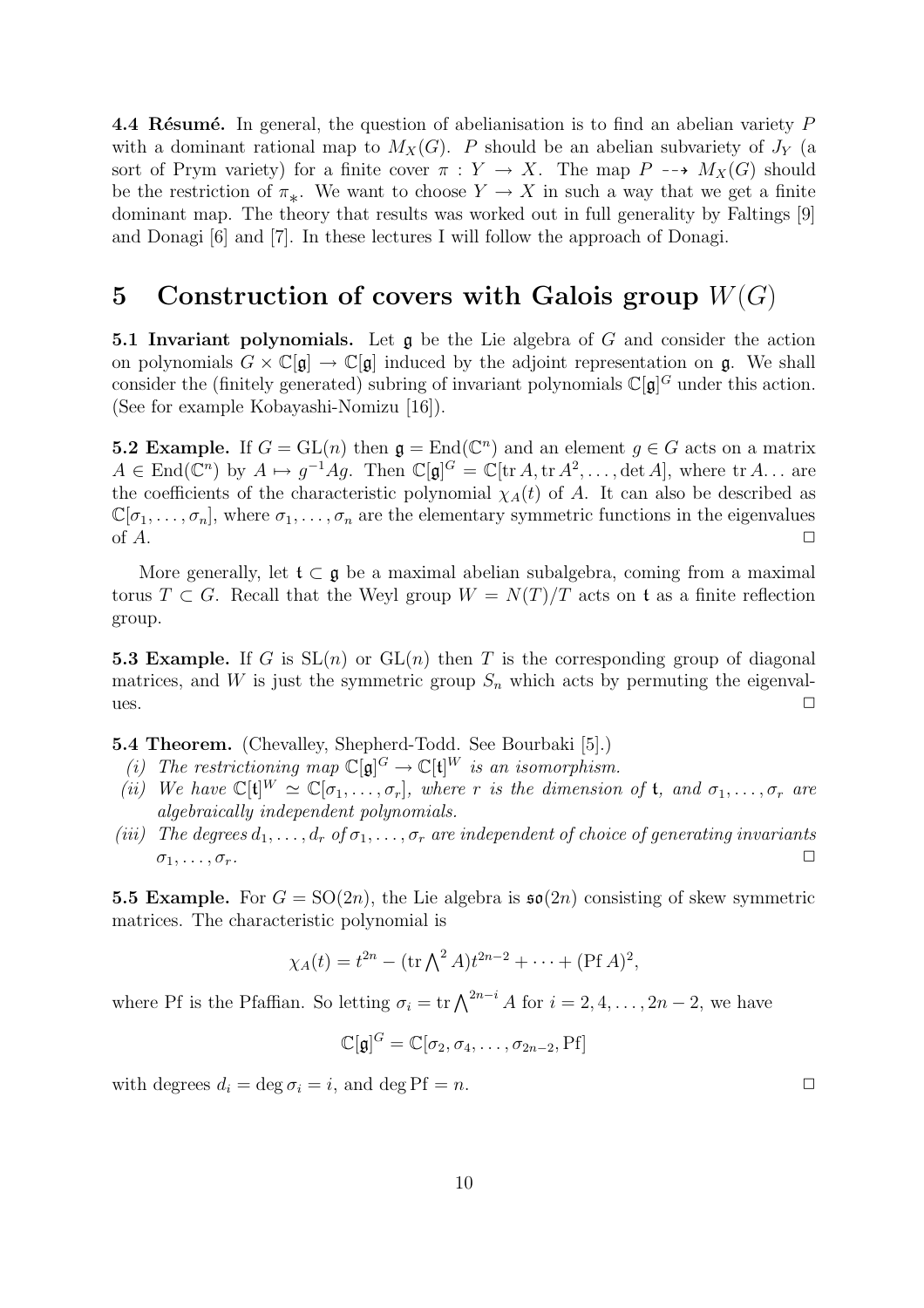**4.4 Résumé.** In general, the question of abelianisation is to find an abelian variety $P$ with a dominant rational map to $M_X(G)$. $P$ should be an abelian subvariety of $J_Y$ (a sort of Prym variety) for a finite cover $\pi : Y \to X$. The map $P \dashrightarrow M_X(G)$ should be the restriction of $\pi_*$. We want to choose $Y \to X$ in such a way that we get a finite dominant map. The theory that results was worked out in full generality by Faltings [9] and Donagi [6] and [7]. In these lectures I will follow the approach of Donagi.

# 5 Construction of covers with Galois group $W(G)$

**5.1 Invariant polynomials.** Let $\mathfrak{g}$ be the Lie algebra of $G$ and consider the action on polynomials $G \times \mathbb{C}[\mathfrak{g}] \to \mathbb{C}[\mathfrak{g}]$ induced by the adjoint representation on $\mathfrak{g}$. We shall consider the (finitely generated) subring of invariant polynomials $\mathbb{C}[\mathfrak{g}]^G$ under this action. (See for example Kobayashi-Nomizu [16]).

**5.2 Example.** If $G = \mathrm{GL}(n)$ then $\mathfrak{g} = \mathrm{End}(\mathbb{C}^n)$ and an element $g \in G$ acts on a matrix $A \in \mathrm{End}(\mathbb{C}^n)$ by $A \mapsto g^{-1}Ag$. Then $\mathbb{C}[\mathfrak{g}]^G = \mathbb{C}[\mathrm{tr}\, A, \mathrm{tr}\, A^2, \ldots, \det A]$, where $\mathrm{tr}\, A \ldots$ are the coefficients of the characteristic polynomial $\chi_A(t)$ of $A$. It can also be described as $\mathbb{C}[\sigma_1, \ldots, \sigma_n]$, where $\sigma_1, \ldots, \sigma_n$ are the elementary symmetric functions in the eigenvalues of $A$. □

More generally, let $\mathfrak{t} \subset \mathfrak{g}$ be a maximal abelian subalgebra, coming from a maximal torus $T \subset G$. Recall that the Weyl group $W = N(T)/T$ acts on $\mathfrak{t}$ as a finite reflection group.

**5.3 Example.** If $G$ is $\mathrm{SL}(n)$ or $\mathrm{GL}(n)$ then $T$ is the corresponding group of diagonal matrices, and $W$ is just the symmetric group $S_n$ which acts by permuting the eigenvalues. □

**5.4 Theorem.** (Chevalley, Shepherd-Todd. See Bourbaki [5].)

*(i) The restrictioning map $\mathbb{C}[\mathfrak{g}]^G \to \mathbb{C}[\mathfrak{t}]^W$ is an isomorphism.*

*(ii) We have $\mathbb{C}[\mathfrak{t}]^W \simeq \mathbb{C}[\sigma_1, \ldots, \sigma_r]$, where $r$ is the dimension of $\mathfrak{t}$, and $\sigma_1, \ldots, \sigma_r$ are algebraically independent polynomials.*

*(iii) The degrees $d_1, \ldots, d_r$ of $\sigma_1, \ldots, \sigma_r$ are independent of choice of generating invariants $\sigma_1, \ldots, \sigma_r$.* □

**5.5 Example.** For $G = \mathrm{SO}(2n)$, the Lie algebra is $\mathfrak{so}(2n)$ consisting of skew symmetric matrices. The characteristic polynomial is

$$\chi_A(t) = t^{2n} - (\mathrm{tr} \textstyle\bigwedge^2 A)t^{2n-2} + \cdots + (\mathrm{Pf}\, A)^2,$$

where Pf is the Pfaffian. So letting $\sigma_i = \mathrm{tr} \bigwedge^{2n-i} A$ for $i = 2, 4, \ldots, 2n-2$, we have

$$\mathbb{C}[\mathfrak{g}]^G = \mathbb{C}[\sigma_2, \sigma_4, \ldots, \sigma_{2n-2}, \mathrm{Pf}]$$

with degrees $d_i = \deg \sigma_i = i$, and $\deg \mathrm{Pf} = n$. □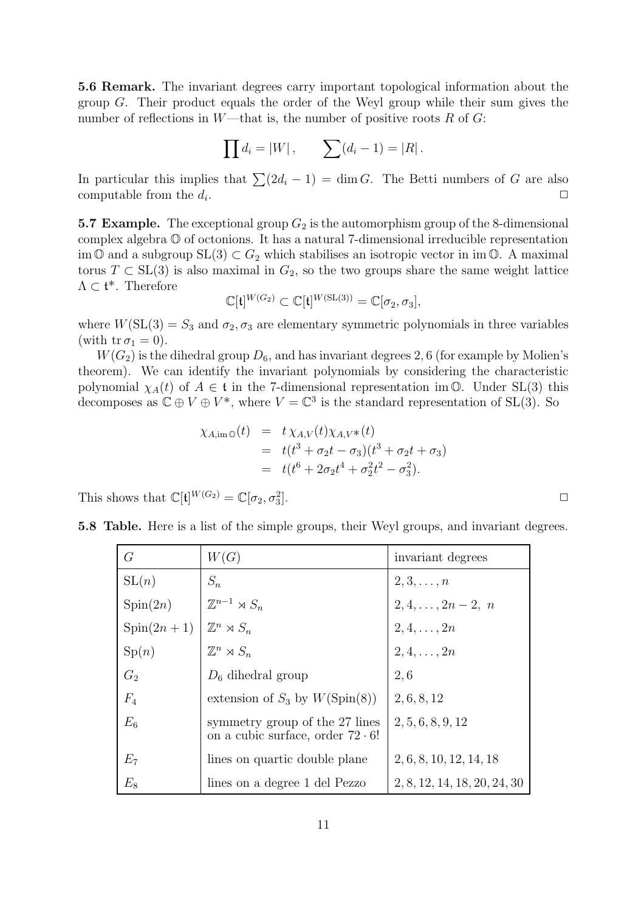**5.6 Remark.** The invariant degrees carry important topological information about the group $G$. Their product equals the order of the Weyl group while their sum gives the number of reflections in $W$—that is, the number of positive roots $R$ of $G$:

$$\prod d_i = |W|, \qquad \sum(d_i - 1) = |R|.$$

In particular this implies that $\sum(2d_i - 1) = \dim G$. The Betti numbers of $G$ are also computable from the $d_i$. $\square$

**5.7 Example.** The exceptional group $G_2$ is the automorphism group of the 8-dimensional complex algebra $\mathbb{O}$ of octonions. It has a natural 7-dimensional irreducible representation $\operatorname{im}\mathbb{O}$ and a subgroup $\mathrm{SL}(3) \subset G_2$ which stabilises an isotropic vector in $\operatorname{im}\mathbb{O}$. A maximal torus $T \subset \mathrm{SL}(3)$ is also maximal in $G_2$, so the two groups share the same weight lattice $\Lambda \subset \mathfrak{t}^*$. Therefore

$$\mathbb{C}[\mathfrak{t}]^{W(G_2)} \subset \mathbb{C}[\mathfrak{t}]^{W(\mathrm{SL}(3))} = \mathbb{C}[\sigma_2, \sigma_3],$$

where $W(\mathrm{SL}(3) = S_3$ and $\sigma_2, \sigma_3$ are elementary symmetric polynomials in three variables (with $\operatorname{tr}\sigma_1 = 0$).

$W(G_2)$ is the dihedral group $D_6$, and has invariant degrees $2, 6$ (for example by Molien's theorem). We can identify the invariant polynomials by considering the characteristic polynomial $\chi_A(t)$ of $A \in \mathfrak{t}$ in the 7-dimensional representation $\operatorname{im}\mathbb{O}$. Under $\mathrm{SL}(3)$ this decomposes as $\mathbb{C} \oplus V \oplus V^*$, where $V = \mathbb{C}^3$ is the standard representation of $\mathrm{SL}(3)$. So

$$\begin{aligned}
\chi_{A,\operatorname{im}\mathbb{O}}(t) &= t\,\chi_{A,V}(t)\chi_{A,V^*}(t) \\
&= t(t^3 + \sigma_2 t - \sigma_3)(t^3 + \sigma_2 t + \sigma_3) \\
&= t(t^6 + 2\sigma_2 t^4 + \sigma_2^2 t^2 - \sigma_3^2).
\end{aligned}$$

This shows that $\mathbb{C}[\mathfrak{t}]^{W(G_2)} = \mathbb{C}[\sigma_2, \sigma_3^2]$. $\square$

**5.8 Table.** Here is a list of the simple groups, their Weyl groups, and invariant degrees.

| $G$ | $W(G)$ | invariant degrees |
|---|---|---|
| $\mathrm{SL}(n)$ | $S_n$ | $2, 3, \ldots, n$ |
| $\mathrm{Spin}(2n)$ | $\mathbb{Z}^{n-1} \rtimes S_n$ | $2, 4, \ldots, 2n-2,\ n$ |
| $\mathrm{Spin}(2n+1)$ | $\mathbb{Z}^n \rtimes S_n$ | $2, 4, \ldots, 2n$ |
| $\mathrm{Sp}(n)$ | $\mathbb{Z}^n \rtimes S_n$ | $2, 4, \ldots, 2n$ |
| $G_2$ | $D_6$ dihedral group | $2, 6$ |
| $F_4$ | extension of $S_3$ by $W(\mathrm{Spin}(8))$ | $2, 6, 8, 12$ |
| $E_6$ | symmetry group of the 27 lines on a cubic surface, order $72 \cdot 6!$ | $2, 5, 6, 8, 9, 12$ |
| $E_7$ | lines on quartic double plane | $2, 6, 8, 10, 12, 14, 18$ |
| $E_8$ | lines on a degree 1 del Pezzo | $2, 8, 12, 14, 18, 20, 24, 30$ |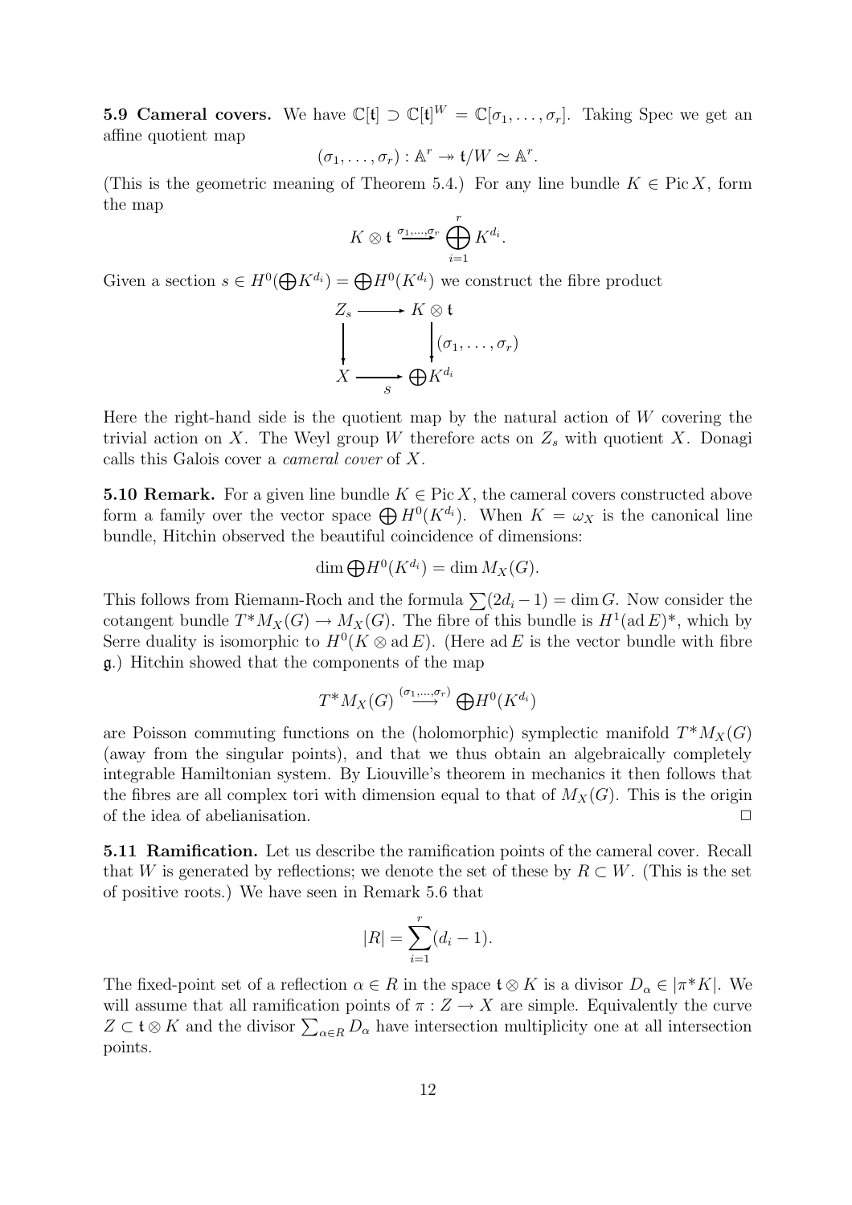**5.9 Cameral covers.** We have $\mathbb{C}[\mathfrak{t}] \supset \mathbb{C}[\mathfrak{t}]^W = \mathbb{C}[\sigma_1, \ldots, \sigma_r]$. Taking Spec we get an affine quotient map

$$(\sigma_1, \ldots, \sigma_r) : \mathbb{A}^r \twoheadrightarrow \mathfrak{t}/W \simeq \mathbb{A}^r.$$

(This is the geometric meaning of Theorem 5.4.) For any line bundle $K \in \operatorname{Pic} X$, form the map

$$K \otimes \mathfrak{t} \xrightarrow{\sigma_1, \ldots, \sigma_r} \bigoplus_{i=1}^r K^{d_i}.$$

Given a section $s \in H^0(\bigoplus K^{d_i}) = \bigoplus H^0(K^{d_i})$ we construct the fibre product

$$\begin{array}{ccc} Z_s & \longrightarrow & K \otimes \mathfrak{t} \\ \big\downarrow & & \big\downarrow (\sigma_1, \ldots, \sigma_r) \\ X & \underset{s}{\longrightarrow} & \bigoplus K^{d_i} \end{array}$$

Here the right-hand side is the quotient map by the natural action of $W$ covering the trivial action on $X$. The Weyl group $W$ therefore acts on $Z_s$ with quotient $X$. Donagi calls this Galois cover a *cameral cover* of $X$.

**5.10 Remark.** For a given line bundle $K \in \operatorname{Pic} X$, the cameral covers constructed above form a family over the vector space $\bigoplus H^0(K^{d_i})$. When $K = \omega_X$ is the canonical line bundle, Hitchin observed the beautiful coincidence of dimensions:

$$\dim \bigoplus H^0(K^{d_i}) = \dim M_X(G).$$

This follows from Riemann-Roch and the formula $\sum(2d_i - 1) = \dim G$. Now consider the cotangent bundle $T^*M_X(G) \to M_X(G)$. The fibre of this bundle is $H^1(\operatorname{ad} E)^*$, which by Serre duality is isomorphic to $H^0(K \otimes \operatorname{ad} E)$. (Here $\operatorname{ad} E$ is the vector bundle with fibre $\mathfrak{g}$.) Hitchin showed that the components of the map

$$T^*M_X(G) \overset{(\sigma_1, \ldots, \sigma_r)}{\longrightarrow} \bigoplus H^0(K^{d_i})$$

are Poisson commuting functions on the (holomorphic) symplectic manifold $T^*M_X(G)$ (away from the singular points), and that we thus obtain an algebraically completely integrable Hamiltonian system. By Liouville's theorem in mechanics it then follows that the fibres are all complex tori with dimension equal to that of $M_X(G)$. This is the origin of the idea of abelianisation. □

**5.11 Ramification.** Let us describe the ramification points of the cameral cover. Recall that $W$ is generated by reflections; we denote the set of these by $R \subset W$. (This is the set of positive roots.) We have seen in Remark 5.6 that

$$|R| = \sum_{i=1}^r (d_i - 1).$$

The fixed-point set of a reflection $\alpha \in R$ in the space $\mathfrak{t} \otimes K$ is a divisor $D_\alpha \in |\pi^*K|$. We will assume that all ramification points of $\pi : Z \to X$ are simple. Equivalently the curve $Z \subset \mathfrak{t} \otimes K$ and the divisor $\sum_{\alpha \in R} D_\alpha$ have intersection multiplicity one at all intersection points.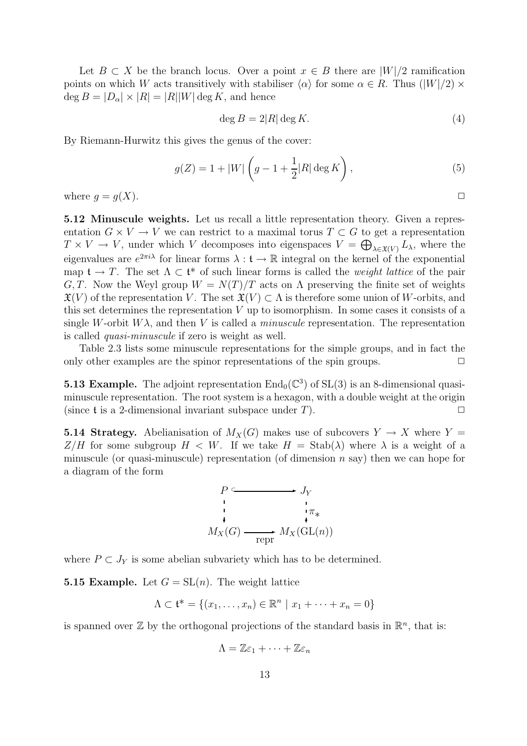Let $B \subset X$ be the branch locus. Over a point $x \in B$ there are $|W|/2$ ramification points on which $W$ acts transitively with stabiliser $\langle \alpha \rangle$ for some $\alpha \in R$. Thus $(|W|/2) \times \deg B = |D_\alpha| \times |R| = |R||W| \deg K$, and hence

$$\deg B = 2|R| \deg K. \tag{4}$$

By Riemann-Hurwitz this gives the genus of the cover:

$$g(Z) = 1 + |W| \left( g - 1 + \frac{1}{2}|R| \deg K \right), \tag{5}$$

where $g = g(X)$. □

**5.12 Minuscule weights.** Let us recall a little representation theory. Given a representation $G \times V \to V$ we can restrict to a maximal torus $T \subset G$ to get a representation $T \times V \to V$, under which $V$ decomposes into eigenspaces $V = \bigoplus_{\lambda \in \mathfrak{X}(V)} L_\lambda$, where the eigenvalues are $e^{2\pi i \lambda}$ for linear forms $\lambda : \mathfrak{t} \to \mathbb{R}$ integral on the kernel of the exponential map $\mathfrak{t} \to T$. The set $\Lambda \subset \mathfrak{t}^*$ of such linear forms is called the *weight lattice* of the pair $G, T$. Now the Weyl group $W = N(T)/T$ acts on $\Lambda$ preserving the finite set of weights $\mathfrak{X}(V)$ of the representation $V$. The set $\mathfrak{X}(V) \subset \Lambda$ is therefore some union of $W$-orbits, and this set determines the representation $V$ up to isomorphism. In some cases it consists of a single $W$-orbit $W\lambda$, and then $V$ is called a *minuscule* representation. The representation is called *quasi-minuscule* if zero is weight as well.

Table 2.3 lists some minuscule representations for the simple groups, and in fact the only other examples are the spinor representations of the spin groups. □

**5.13 Example.** The adjoint representation $\mathrm{End}_0(\mathbb{C}^3)$ of $\mathrm{SL}(3)$ is an 8-dimensional quasi-minuscule representation. The root system is a hexagon, with a double weight at the origin (since $\mathfrak{t}$ is a 2-dimensional invariant subspace under $T$). □

**5.14 Strategy.** Abelianisation of $M_X(G)$ makes use of subcovers $Y \to X$ where $Y = Z/H$ for some subgroup $H < W$. If we take $H = \mathrm{Stab}(\lambda)$ where $\lambda$ is a weight of a minuscule (or quasi-minuscule) representation (of dimension $n$ say) then we can hope for a diagram of the form

$$\begin{array}{ccc} P & \hookrightarrow & J_Y \\ \downarrow & & \downarrow \pi_* \\ M_X(G) & \xrightarrow[\text{repr}]{} & M_X(\mathrm{GL}(n)) \end{array}$$

where $P \subset J_Y$ is some abelian subvariety which has to be determined.

**5.15 Example.** Let $G = \mathrm{SL}(n)$. The weight lattice

$$\Lambda \subset \mathfrak{t}^* = \{(x_1, \ldots, x_n) \in \mathbb{R}^n \mid x_1 + \cdots + x_n = 0\}$$

is spanned over $\mathbb{Z}$ by the orthogonal projections of the standard basis in $\mathbb{R}^n$, that is:

$$\Lambda = \mathbb{Z}\varepsilon_1 + \cdots + \mathbb{Z}\varepsilon_n$$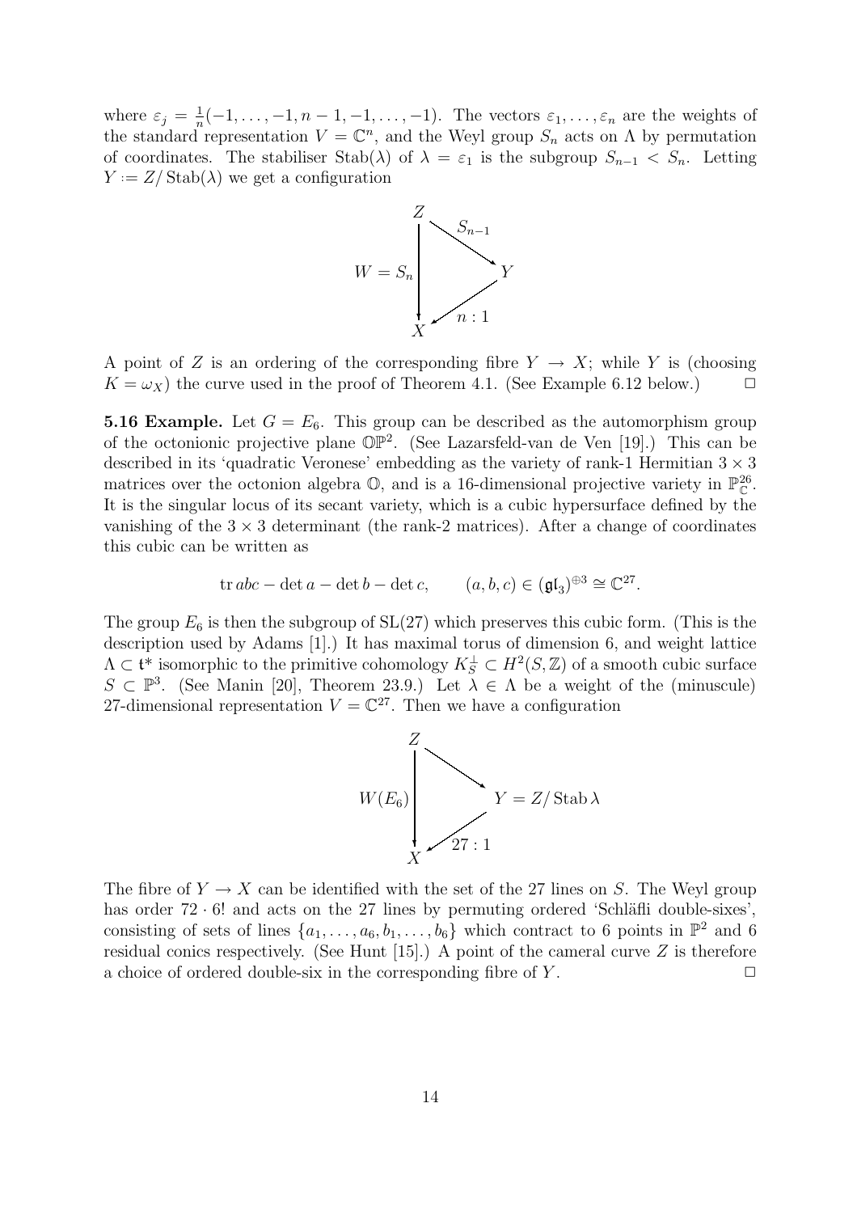where $\varepsilon_j = \frac{1}{n}(-1, \dots, -1, n-1, -1, \dots, -1)$. The vectors $\varepsilon_1, \dots, \varepsilon_n$ are the weights of the standard representation $V = \mathbb{C}^n$, and the Weyl group $S_n$ acts on $\Lambda$ by permutation of coordinates. The stabiliser $\mathrm{Stab}(\lambda)$ of $\lambda = \varepsilon_1$ is the subgroup $S_{n-1} < S_n$. Letting $Y := Z/\mathrm{Stab}(\lambda)$ we get a configuration

$$\begin{array}{ccc} Z & \xrightarrow{S_{n-1}} & Y \\ {\scriptstyle W = S_n}\downarrow & \swarrow {\scriptstyle n:1} & \\ X & & \end{array}$$

A point of $Z$ is an ordering of the corresponding fibre $Y \to X$; while $Y$ is (choosing $K = \omega_X$) the curve used in the proof of Theorem 4.1. (See Example 6.12 below.) $\square$

**5.16 Example.** Let $G = E_6$. This group can be described as the automorphism group of the octonionic projective plane $\mathbb{OP}^2$. (See Lazarsfeld-van de Ven [19].) This can be described in its 'quadratic Veronese' embedding as the variety of rank-1 Hermitian $3 \times 3$ matrices over the octonion algebra $\mathbb{O}$, and is a 16-dimensional projective variety in $\mathbb{P}^{26}_{\mathbb{C}}$. It is the singular locus of its secant variety, which is a cubic hypersurface defined by the vanishing of the $3 \times 3$ determinant (the rank-2 matrices). After a change of coordinates this cubic can be written as

$$\mathrm{tr}\, abc - \det a - \det b - \det c, \qquad (a, b, c) \in (\mathfrak{gl}_3)^{\oplus 3} \cong \mathbb{C}^{27}.$$

The group $E_6$ is then the subgroup of $\mathrm{SL}(27)$ which preserves this cubic form. (This is the description used by Adams [1].) It has maximal torus of dimension 6, and weight lattice $\Lambda \subset \mathfrak{t}^*$ isomorphic to the primitive cohomology $K_S^\perp \subset H^2(S, \mathbb{Z})$ of a smooth cubic surface $S \subset \mathbb{P}^3$. (See Manin [20], Theorem 23.9.) Let $\lambda \in \Lambda$ be a weight of the (minuscule) 27-dimensional representation $V = \mathbb{C}^{27}$. Then we have a configuration

$$\begin{array}{ccc} Z & \longrightarrow & Y = Z/\mathrm{Stab}\,\lambda \\ {\scriptstyle W(E_6)}\downarrow & \swarrow {\scriptstyle 27:1} & \\ X & & \end{array}$$

The fibre of $Y \to X$ can be identified with the set of the 27 lines on $S$. The Weyl group has order $72 \cdot 6!$ and acts on the 27 lines by permuting ordered 'Schläfli double-sixes', consisting of sets of lines $\{a_1, \dots, a_6, b_1, \dots, b_6\}$ which contract to 6 points in $\mathbb{P}^2$ and 6 residual conics respectively. (See Hunt [15].) A point of the cameral curve $Z$ is therefore a choice of ordered double-six in the corresponding fibre of $Y$. $\square$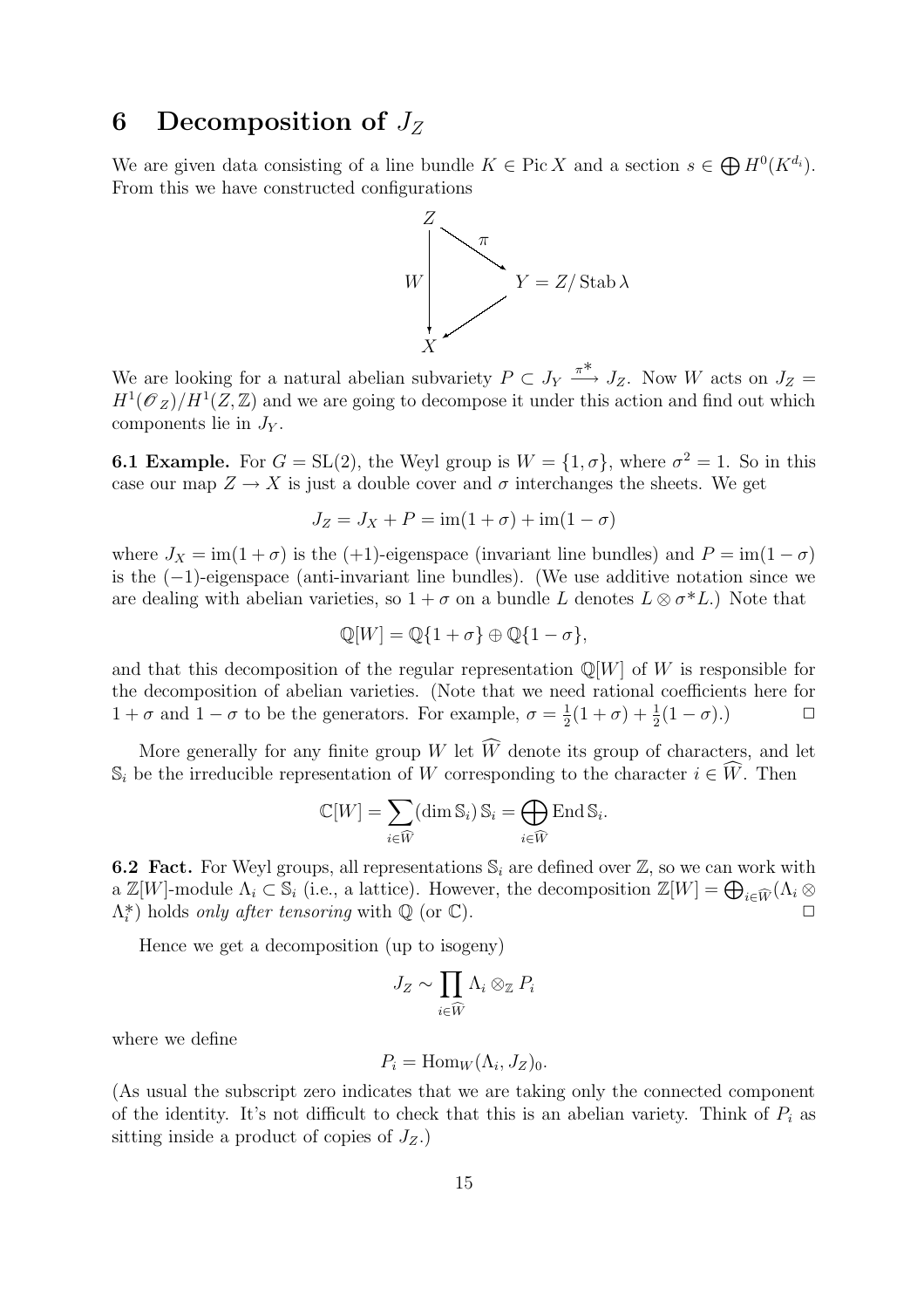# 6 Decomposition of $J_Z$

We are given data consisting of a line bundle $K \in \operatorname{Pic} X$ and a section $s \in \bigoplus H^0(K^{d_i})$. From this we have constructed configurations

$$
\begin{array}{ccc}
Z & \xrightarrow{\ \pi\ } & Y = Z/\operatorname{Stab}\lambda \\
{\scriptstyle W}\downarrow & \swarrow & \\
X & &
\end{array}
$$

We are looking for a natural abelian subvariety $P \subset J_Y \xrightarrow{\pi^*} J_Z$. Now $W$ acts on $J_Z = H^1(\mathscr{O}_Z)/H^1(Z, \mathbb{Z})$ and we are going to decompose it under this action and find out which components lie in $J_Y$.

**6.1 Example.** For $G = \mathrm{SL}(2)$, the Weyl group is $W = \{1, \sigma\}$, where $\sigma^2 = 1$. So in this case our map $Z \to X$ is just a double cover and $\sigma$ interchanges the sheets. We get

$$J_Z = J_X + P = \operatorname{im}(1+\sigma) + \operatorname{im}(1-\sigma)$$

where $J_X = \operatorname{im}(1+\sigma)$ is the $(+1)$-eigenspace (invariant line bundles) and $P = \operatorname{im}(1-\sigma)$ is the $(-1)$-eigenspace (anti-invariant line bundles). (We use additive notation since we are dealing with abelian varieties, so $1+\sigma$ on a bundle $L$ denotes $L \otimes \sigma^* L$.) Note that

$$\mathbb{Q}[W] = \mathbb{Q}\{1+\sigma\} \oplus \mathbb{Q}\{1-\sigma\},$$

and that this decomposition of the regular representation $\mathbb{Q}[W]$ of $W$ is responsible for the decomposition of abelian varieties. (Note that we need rational coefficients here for $1+\sigma$ and $1-\sigma$ to be the generators. For example, $\sigma = \frac{1}{2}(1+\sigma) + \frac{1}{2}(1-\sigma)$.) $\square$

More generally for any finite group $W$ let $\widehat{W}$ denote its group of characters, and let $\mathbb{S}_i$ be the irreducible representation of $W$ corresponding to the character $i \in \widehat{W}$. Then

$$\mathbb{C}[W] = \sum_{i \in \widehat{W}} (\dim \mathbb{S}_i)\, \mathbb{S}_i = \bigoplus_{i \in \widehat{W}} \operatorname{End} \mathbb{S}_i.$$

**6.2 Fact.** For Weyl groups, all representations $\mathbb{S}_i$ are defined over $\mathbb{Z}$, so we can work with a $\mathbb{Z}[W]$-module $\Lambda_i \subset \mathbb{S}_i$ (i.e., a lattice). However, the decomposition $\mathbb{Z}[W] = \bigoplus_{i \in \widehat{W}} (\Lambda_i \otimes \Lambda_i^*)$ holds *only after tensoring* with $\mathbb{Q}$ (or $\mathbb{C}$). $\square$

Hence we get a decomposition (up to isogeny)

$$J_Z \sim \prod_{i \in \widehat{W}} \Lambda_i \otimes_{\mathbb{Z}} P_i$$

where we define

$$P_i = \operatorname{Hom}_W(\Lambda_i, J_Z)_0.$$

(As usual the subscript zero indicates that we are taking only the connected component of the identity. It's not difficult to check that this is an abelian variety. Think of $P_i$ as sitting inside a product of copies of $J_Z$.)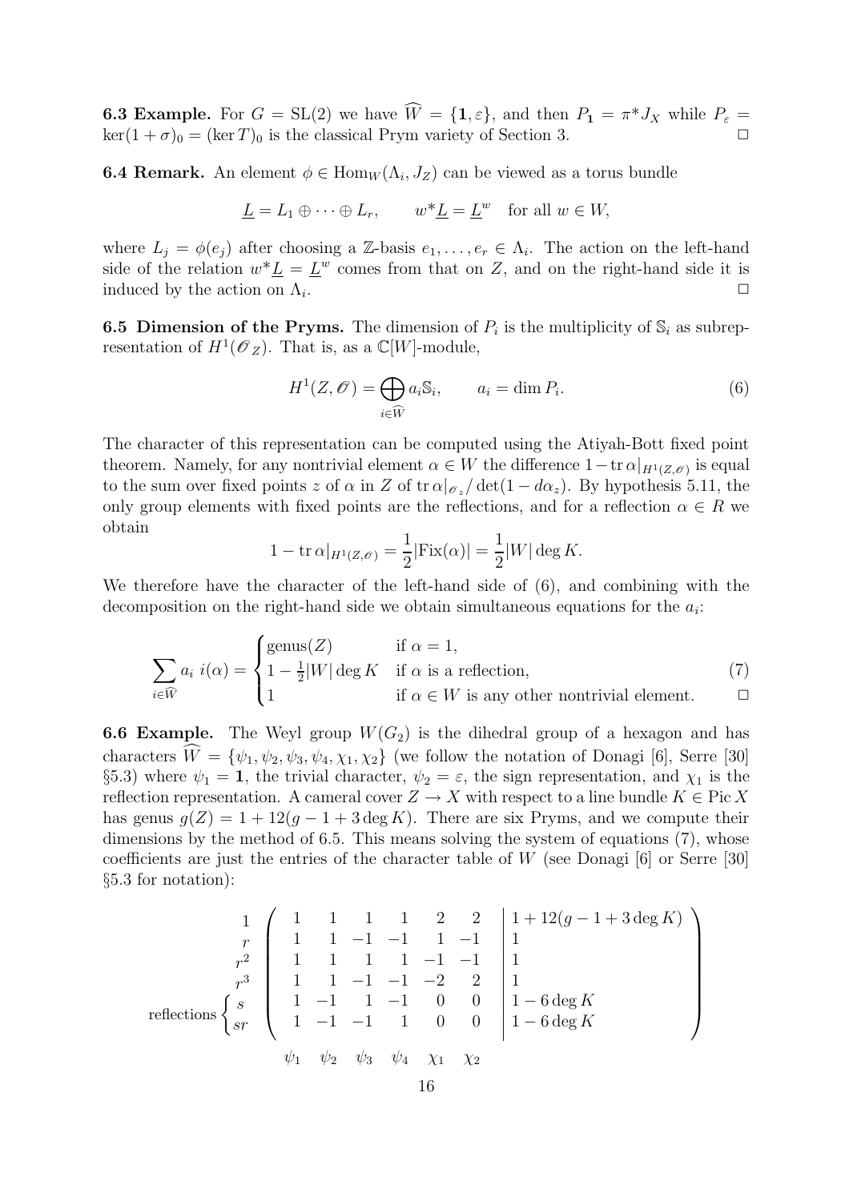**6.3 Example.** For $G = \mathrm{SL}(2)$ we have $\widehat{W} = \{\mathbf{1}, \varepsilon\}$, and then $P_{\mathbf{1}} = \pi^* J_X$ while $P_\varepsilon = \ker(1+\sigma)_0 = (\ker T)_0$ is the classical Prym variety of Section 3. $\square$

**6.4 Remark.** An element $\phi \in \mathrm{Hom}_W(\Lambda_i, J_Z)$ can be viewed as a torus bundle

$$\underline{L} = L_1 \oplus \cdots \oplus L_r, \qquad w^*\underline{L} = \underline{L}^w \quad \text{for all } w \in W,$$

where $L_j = \phi(e_j)$ after choosing a $\mathbb{Z}$-basis $e_1, \ldots, e_r \in \Lambda_i$. The action on the left-hand side of the relation $w^*\underline{L} = \underline{L}^w$ comes from that on $Z$, and on the right-hand side it is induced by the action on $\Lambda_i$. $\square$

**6.5 Dimension of the Pryms.** The dimension of $P_i$ is the multiplicity of $\mathbb{S}_i$ as subrepresentation of $H^1(\mathscr{O}_Z)$. That is, as a $\mathbb{C}[W]$-module,

$$H^1(Z, \mathscr{O}) = \bigoplus_{i \in \widehat{W}} a_i \mathbb{S}_i, \qquad a_i = \dim P_i. \tag{6}$$

The character of this representation can be computed using the Atiyah-Bott fixed point theorem. Namely, for any nontrivial element $\alpha \in W$ the difference $1 - \operatorname{tr} \alpha|_{H^1(Z,\mathscr{O})}$ is equal to the sum over fixed points $z$ of $\alpha$ in $Z$ of $\operatorname{tr} \alpha|_{\mathscr{O}_z} / \det(1 - d\alpha_z)$. By hypothesis 5.11, the only group elements with fixed points are the reflections, and for a reflection $\alpha \in R$ we obtain

$$1 - \operatorname{tr} \alpha|_{H^1(Z,\mathscr{O})} = \frac{1}{2}|\mathrm{Fix}(\alpha)| = \frac{1}{2}|W| \deg K.$$

We therefore have the character of the left-hand side of (6), and combining with the decomposition on the right-hand side we obtain simultaneous equations for the $a_i$:

$$\sum_{i \in \widehat{W}} a_i \; i(\alpha) = \begin{cases} \mathrm{genus}(Z) & \text{if } \alpha = 1, \\ 1 - \frac{1}{2}|W| \deg K & \text{if } \alpha \text{ is a reflection}, \\ 1 & \text{if } \alpha \in W \text{ is any other nontrivial element.} \end{cases} \tag{7}$$

$\square$

**6.6 Example.** The Weyl group $W(G_2)$ is the dihedral group of a hexagon and has characters $\widehat{W} = \{\psi_1, \psi_2, \psi_3, \psi_4, \chi_1, \chi_2\}$ (we follow the notation of Donagi [6], Serre [30] §5.3) where $\psi_1 = \mathbf{1}$, the trivial character, $\psi_2 = \varepsilon$, the sign representation, and $\chi_1$ is the reflection representation. A cameral cover $Z \to X$ with respect to a line bundle $K \in \mathrm{Pic}\, X$ has genus $g(Z) = 1 + 12(g - 1 + 3 \deg K)$. There are six Pryms, and we compute their dimensions by the method of 6.5. This means solving the system of equations (7), whose coefficients are just the entries of the character table of $W$ (see Donagi [6] or Serre [30] §5.3 for notation):

$$\begin{array}{r} 1 \\ r \\ r^2 \\ r^3 \\ \text{reflections}\left\{\begin{array}{l} s \\ sr \end{array}\right. \\ \\ \end{array} \left( \begin{array}{rrrrrr|l} 1 & 1 & 1 & 1 & 2 & 2 & 1 + 12(g - 1 + 3\deg K) \\ 1 & 1 & -1 & -1 & 1 & -1 & 1 \\ 1 & 1 & 1 & 1 & -1 & -1 & 1 \\ 1 & 1 & -1 & -1 & -2 & 2 & 1 \\ 1 & -1 & 1 & -1 & 0 & 0 & 1 - 6\deg K \\ 1 & -1 & -1 & 1 & 0 & 0 & 1 - 6 \deg K \end{array} \right)$$

$$\qquad \psi_1 \quad \psi_2 \quad \psi_3 \quad \psi_4 \quad \chi_1 \quad \chi_2$$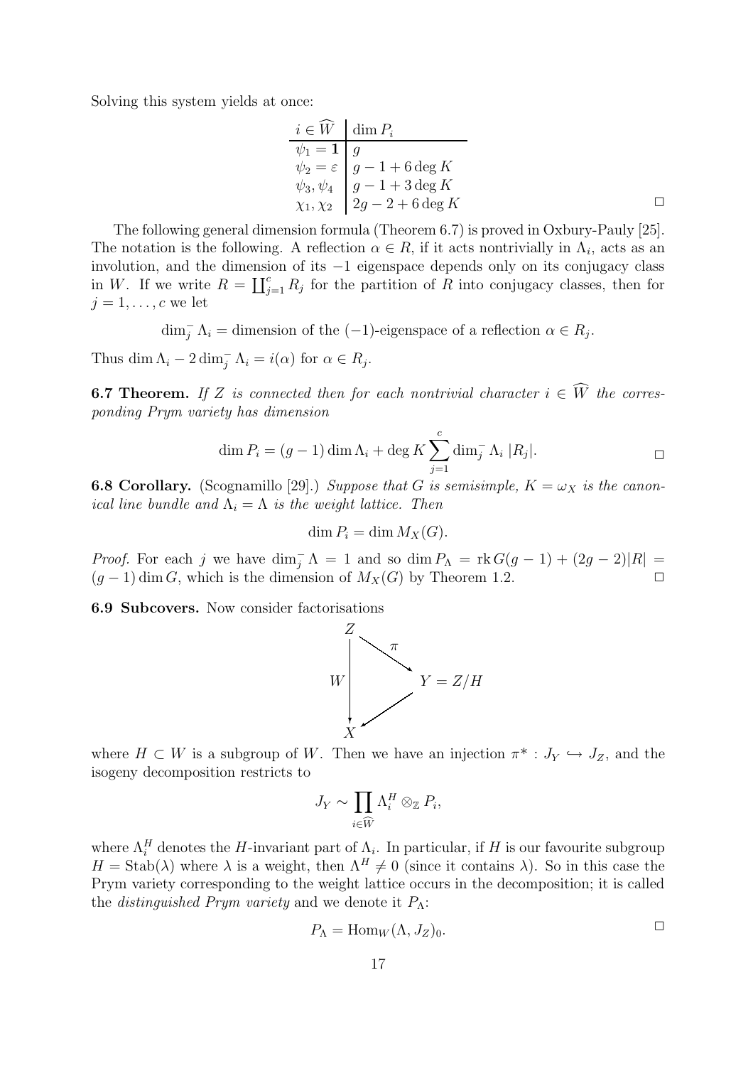Solving this system yields at once:

| $i \in \widehat{W}$ | $\dim P_i$ |
|---|---|
| $\psi_1 = \mathbf{1}$ | $g$ |
| $\psi_2 = \varepsilon$ | $g - 1 + 6 \deg K$ |
| $\psi_3, \psi_4$ | $g - 1 + 3 \deg K$ |
| $\chi_1, \chi_2$ | $2g - 2 + 6 \deg K$ |

□

The following general dimension formula (Theorem 6.7) is proved in Oxbury-Pauly [25]. The notation is the following. A reflection $\alpha \in R$, if it acts nontrivially in $\Lambda_i$, acts as an involution, and the dimension of its $-1$ eigenspace depends only on its conjugacy class in $W$. If we write $R = \coprod_{j=1}^{c} R_j$ for the partition of $R$ into conjugacy classes, then for $j = 1, \ldots, c$ we let

$$\dim_j^- \Lambda_i = \text{dimension of the } (-1)\text{-eigenspace of a reflection } \alpha \in R_j.$$

Thus $\dim \Lambda_i - 2 \dim_j^- \Lambda_i = i(\alpha)$ for $\alpha \in R_j$.

**6.7 Theorem.** *If $Z$ is connected then for each nontrivial character $i \in \widehat{W}$ the corresponding Prym variety has dimension*

$$\dim P_i = (g-1) \dim \Lambda_i + \deg K \sum_{j=1}^{c} \dim_j^- \Lambda_i \, |R_j|.$$

□

**6.8 Corollary.** (Scognamillo [29].) *Suppose that $G$ is semisimple, $K = \omega_X$ is the canonical line bundle and $\Lambda_i = \Lambda$ is the weight lattice. Then*

$$\dim P_i = \dim M_X(G).$$

*Proof.* For each $j$ we have $\dim_j^- \Lambda = 1$ and so $\dim P_\Lambda = \operatorname{rk} G(g-1) + (2g-2)|R| = (g-1) \dim G$, which is the dimension of $M_X(G)$ by Theorem 1.2. □

**6.9 Subcovers.** Now consider factorisations

$$\begin{array}{ccc} Z & \xrightarrow{\pi} & Y = Z/H \\ {\scriptstyle W}\downarrow & \swarrow & \\ X & & \end{array}$$

where $H \subset W$ is a subgroup of $W$. Then we have an injection $\pi^* : J_Y \hookrightarrow J_Z$, and the isogeny decomposition restricts to

$$J_Y \sim \prod_{i \in \widehat{W}} \Lambda_i^H \otimes_{\mathbb{Z}} P_i,$$

where $\Lambda_i^H$ denotes the $H$-invariant part of $\Lambda_i$. In particular, if $H$ is our favourite subgroup $H = \operatorname{Stab}(\lambda)$ where $\lambda$ is a weight, then $\Lambda^H \neq 0$ (since it contains $\lambda$). So in this case the Prym variety corresponding to the weight lattice occurs in the decomposition; it is called the *distinguished Prym variety* and we denote it $P_\Lambda$:

$$P_\Lambda = \operatorname{Hom}_W(\Lambda, J_Z)_0.$$

□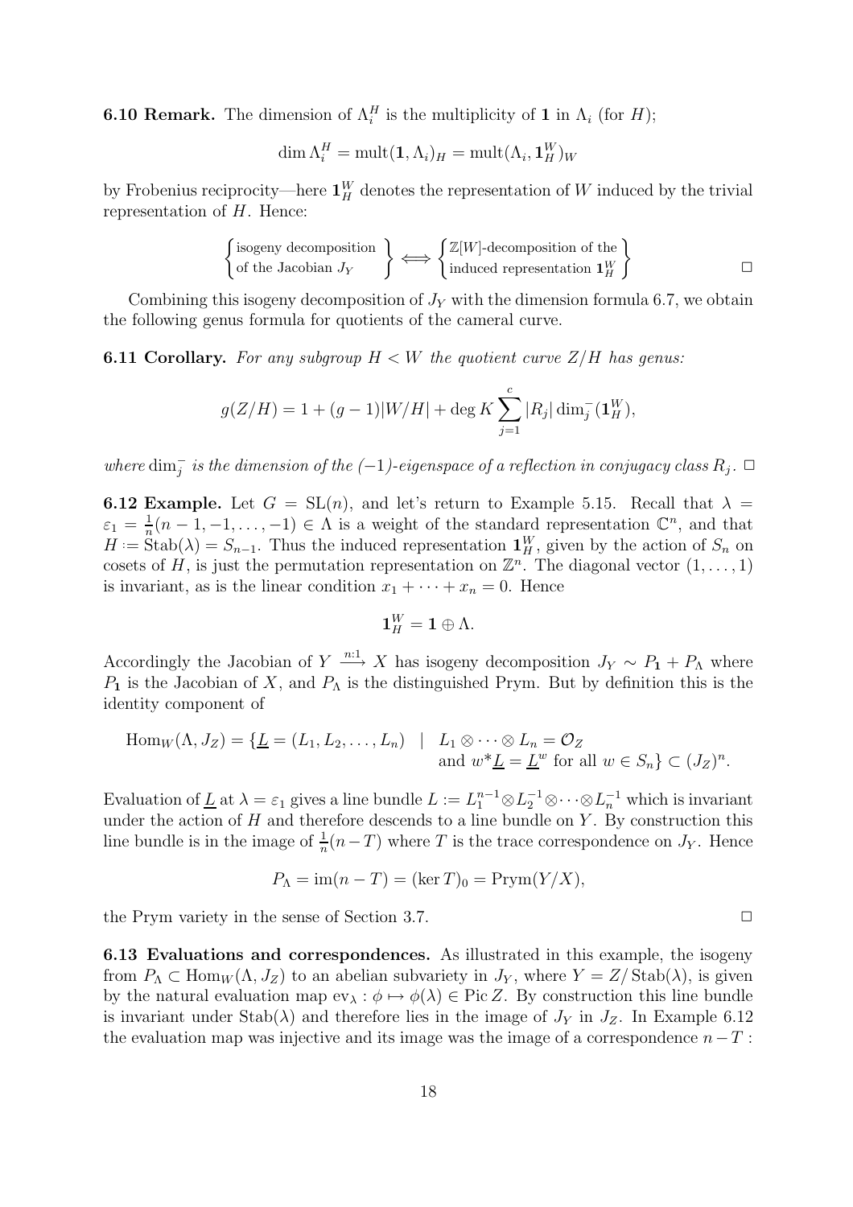**6.10 Remark.** The dimension of $\Lambda_i^H$ is the multiplicity of $\mathbf{1}$ in $\Lambda_i$ (for $H$);

$$\dim \Lambda_i^H = \operatorname{mult}(\mathbf{1}, \Lambda_i)_H = \operatorname{mult}(\Lambda_i, \mathbf{1}_H^W)_W$$

by Frobenius reciprocity—here $\mathbf{1}_H^W$ denotes the representation of $W$ induced by the trivial representation of $H$. Hence:

$$\left\{ \begin{matrix} \text{isogeny decomposition} \\ \text{of the Jacobian } J_Y \end{matrix} \right\} \iff \left\{ \begin{matrix} \mathbb{Z}[W]\text{-decomposition of the} \\ \text{induced representation } \mathbf{1}_H^W \end{matrix} \right\} \qquad \square$$

Combining this isogeny decomposition of $J_Y$ with the dimension formula 6.7, we obtain the following genus formula for quotients of the cameral curve.

**6.11 Corollary.** *For any subgroup $H < W$ the quotient curve $Z/H$ has genus:*

$$g(Z/H) = 1 + (g-1)|W/H| + \deg K \sum_{j=1}^{c} |R_j| \dim_j^-(\mathbf{1}_H^W),$$

*where $\dim_j^-$ is the dimension of the $(-1)$-eigenspace of a reflection in conjugacy class $R_j$.* $\square$

**6.12 Example.** Let $G = \mathrm{SL}(n)$, and let's return to Example 5.15. Recall that $\lambda = \varepsilon_1 = \frac{1}{n}(n-1, -1, \ldots, -1) \in \Lambda$ is a weight of the standard representation $\mathbb{C}^n$, and that $H := \mathrm{Stab}(\lambda) = S_{n-1}$. Thus the induced representation $\mathbf{1}_H^W$, given by the action of $S_n$ on cosets of $H$, is just the permutation representation on $\mathbb{Z}^n$. The diagonal vector $(1, \ldots, 1)$ is invariant, as is the linear condition $x_1 + \cdots + x_n = 0$. Hence

$$\mathbf{1}_H^W = \mathbf{1} \oplus \Lambda.$$

Accordingly the Jacobian of $Y \xrightarrow{n:1} X$ has isogeny decomposition $J_Y \sim P_{\mathbf{1}} + P_\Lambda$ where $P_{\mathbf{1}}$ is the Jacobian of $X$, and $P_\Lambda$ is the distinguished Prym. But by definition this is the identity component of

$$\operatorname{Hom}_W(\Lambda, J_Z) = \{\underline{L} = (L_1, L_2, \ldots, L_n) \mid L_1 \otimes \cdots \otimes L_n = \mathcal{O}_Z \text{ and } w^*\underline{L} = \underline{L}^w \text{ for all } w \in S_n\} \subset (J_Z)^n.$$

Evaluation of $\underline{L}$ at $\lambda = \varepsilon_1$ gives a line bundle $L := L_1^{n-1} \otimes L_2^{-1} \otimes \cdots \otimes L_n^{-1}$ which is invariant under the action of $H$ and therefore descends to a line bundle on $Y$. By construction this line bundle is in the image of $\frac{1}{n}(n-T)$ where $T$ is the trace correspondence on $J_Y$. Hence

$$P_\Lambda = \operatorname{im}(n-T) = (\ker T)_0 = \operatorname{Prym}(Y/X),$$

the Prym variety in the sense of Section 3.7. $\square$

**6.13 Evaluations and correspondences.** As illustrated in this example, the isogeny from $P_\Lambda \subset \operatorname{Hom}_W(\Lambda, J_Z)$ to an abelian subvariety in $J_Y$, where $Y = Z/\operatorname{Stab}(\lambda)$, is given by the natural evaluation map $\operatorname{ev}_\lambda : \phi \mapsto \phi(\lambda) \in \operatorname{Pic} Z$. By construction this line bundle is invariant under $\operatorname{Stab}(\lambda)$ and therefore lies in the image of $J_Y$ in $J_Z$. In Example 6.12 the evaluation map was injective and its image was the image of a correspondence $n - T$ :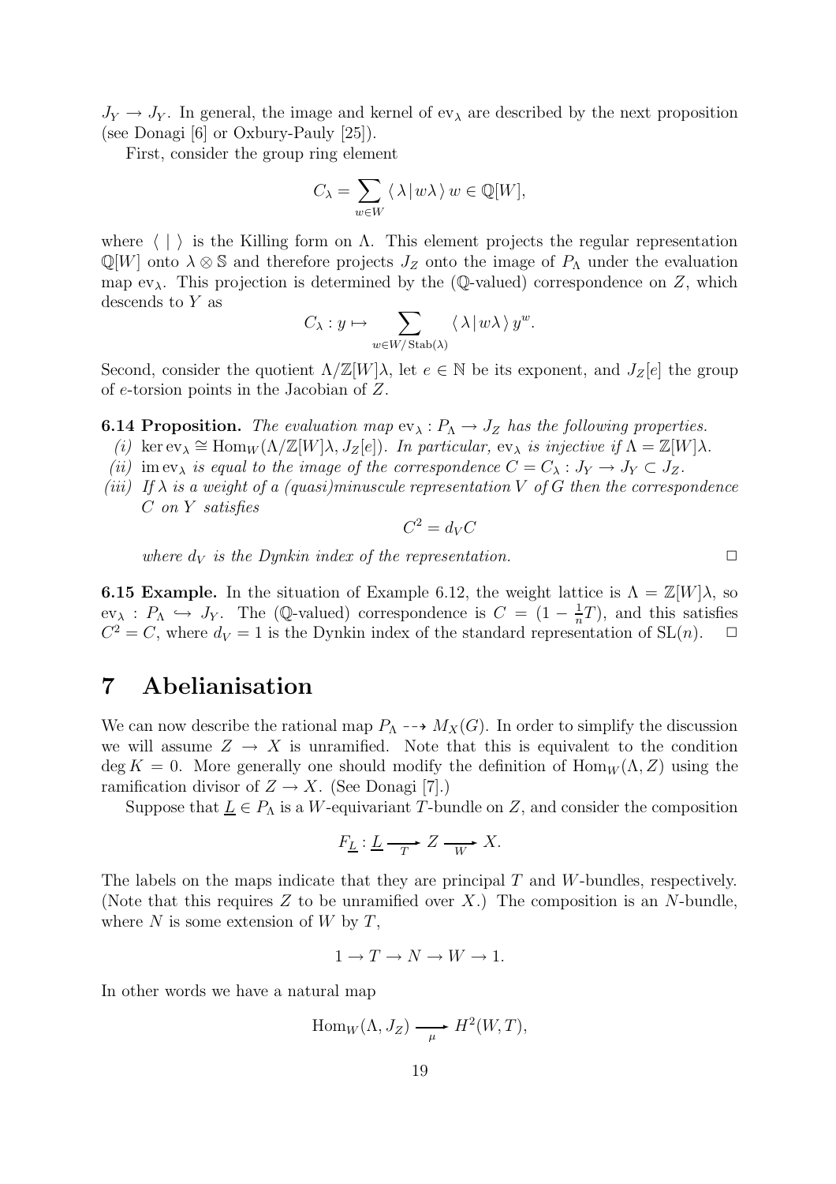$J_Y \to J_Y$. In general, the image and kernel of $\mathrm{ev}_\lambda$ are described by the next proposition (see Donagi [6] or Oxbury-Pauly [25]).

First, consider the group ring element

$$C_\lambda = \sum_{w \in W} \langle \lambda \,|\, w\lambda \rangle \, w \in \mathbb{Q}[W],$$

where $\langle \, | \, \rangle$ is the Killing form on $\Lambda$. This element projects the regular representation $\mathbb{Q}[W]$ onto $\lambda \otimes \mathbb{S}$ and therefore projects $J_Z$ onto the image of $P_\Lambda$ under the evaluation map $\mathrm{ev}_\lambda$. This projection is determined by the ($\mathbb{Q}$-valued) correspondence on $Z$, which descends to $Y$ as

$$C_\lambda : y \mapsto \sum_{w \in W/\mathrm{Stab}(\lambda)} \langle \lambda \,|\, w\lambda \rangle \, y^w.$$

Second, consider the quotient $\Lambda / \mathbb{Z}[W]\lambda$, let $e \in \mathbb{N}$ be its exponent, and $J_Z[e]$ the group of $e$-torsion points in the Jacobian of $Z$.

**6.14 Proposition.** *The evaluation map $\mathrm{ev}_\lambda : P_\Lambda \to J_Z$ has the following properties.*

*(i)* $\ker \mathrm{ev}_\lambda \cong \mathrm{Hom}_W(\Lambda/\mathbb{Z}[W]\lambda, J_Z[e])$. *In particular, $\mathrm{ev}_\lambda$ is injective if $\Lambda = \mathbb{Z}[W]\lambda$.*

*(ii)* $\mathrm{im}\,\mathrm{ev}_\lambda$ *is equal to the image of the correspondence $C = C_\lambda : J_Y \to J_Y \subset J_Z$.*

*(iii) If $\lambda$ is a weight of a (quasi)minuscule representation $V$ of $G$ then the correspondence $C$ on $Y$ satisfies*

$$C^2 = d_V C$$

*where $d_V$ is the Dynkin index of the representation.* $\square$

**6.15 Example.** In the situation of Example 6.12, the weight lattice is $\Lambda = \mathbb{Z}[W]\lambda$, so $\mathrm{ev}_\lambda : P_\Lambda \hookrightarrow J_Y$. The ($\mathbb{Q}$-valued) correspondence is $C = (1 - \frac{1}{n}T)$, and this satisfies $C^2 = C$, where $d_V = 1$ is the Dynkin index of the standard representation of $\mathrm{SL}(n)$. $\square$

# 7 Abelianisation

We can now describe the rational map $P_\Lambda \dashrightarrow M_X(G)$. In order to simplify the discussion we will assume $Z \to X$ is unramified. Note that this is equivalent to the condition $\deg K = 0$. More generally one should modify the definition of $\mathrm{Hom}_W(\Lambda, Z)$ using the ramification divisor of $Z \to X$. (See Donagi [7].)

Suppose that $\underline{L} \in P_\Lambda$ is a $W$-equivariant $T$-bundle on $Z$, and consider the composition

$$F_{\underline{L}} : \underline{L} \xrightarrow[T]{} Z \xrightarrow[W]{} X.$$

The labels on the maps indicate that they are principal $T$ and $W$-bundles, respectively. (Note that this requires $Z$ to be unramified over $X$.) The composition is an $N$-bundle, where $N$ is some extension of $W$ by $T$,

$$1 \to T \to N \to W \to 1.$$

In other words we have a natural map

$$\mathrm{Hom}_W(\Lambda, J_Z) \xrightarrow[\mu]{} H^2(W, T),$$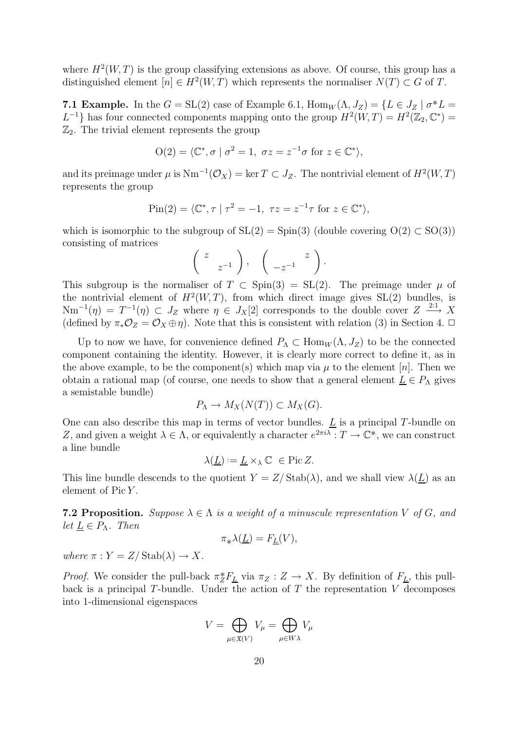where $H^2(W,T)$ is the group classifying extensions as above. Of course, this group has a distinguished element $[n] \in H^2(W,T)$ which represents the normaliser $N(T) \subset G$ of $T$.

**7.1 Example.** In the $G = \mathrm{SL}(2)$ case of Example 6.1, $\mathrm{Hom}_W(\Lambda, J_Z) = \{L \in J_Z \mid \sigma^* L = L^{-1}\}$ has four connected components mapping onto the group $H^2(W,T) = H^2(\mathbb{Z}_2, \mathbb{C}^*) = \mathbb{Z}_2$. The trivial element represents the group

$$\mathrm{O}(2) = \langle \mathbb{C}^*, \sigma \mid \sigma^2 = 1,\ \sigma z = z^{-1}\sigma \text{ for } z \in \mathbb{C}^* \rangle,$$

and its preimage under $\mu$ is $\mathrm{Nm}^{-1}(\mathcal{O}_X) = \ker T \subset J_Z$. The nontrivial element of $H^2(W,T)$ represents the group

$$\mathrm{Pin}(2) = \langle \mathbb{C}^*, \tau \mid \tau^2 = -1,\ \tau z = z^{-1}\tau \text{ for } z \in \mathbb{C}^* \rangle,$$

which is isomorphic to the subgroup of $\mathrm{SL}(2) = \mathrm{Spin}(3)$ (double covering $\mathrm{O}(2) \subset \mathrm{SO}(3)$) consisting of matrices

$$\begin{pmatrix} z & \\ & z^{-1} \end{pmatrix}, \quad \begin{pmatrix} & z \\ -z^{-1} & \end{pmatrix}.$$

This subgroup is the normaliser of $T \subset \mathrm{Spin}(3) = \mathrm{SL}(2)$. The preimage under $\mu$ of the nontrivial element of $H^2(W,T)$, from which direct image gives $\mathrm{SL}(2)$ bundles, is $\mathrm{Nm}^{-1}(\eta) = T^{-1}(\eta) \subset J_Z$ where $\eta \in J_X[2]$ corresponds to the double cover $Z \xrightarrow{2:1} X$ (defined by $\pi_* \mathcal{O}_Z = \mathcal{O}_X \oplus \eta$). Note that this is consistent with relation (3) in Section 4. $\Box$

Up to now we have, for convenience defined $P_\Lambda \subset \mathrm{Hom}_W(\Lambda, J_Z)$ to be the connected component containing the identity. However, it is clearly more correct to define it, as in the above example, to be the component(s) which map via $\mu$ to the element $[n]$. Then we obtain a rational map (of course, one needs to show that a general element $\underline{L} \in P_\Lambda$ gives a semistable bundle)

$$P_\Lambda \to M_X(N(T)) \subset M_X(G).$$

One can also describe this map in terms of vector bundles. $\underline{L}$ is a principal $T$-bundle on $Z$, and given a weight $\lambda \in \Lambda$, or equivalently a character $e^{2\pi i \lambda} : T \to \mathbb{C}^*$, we can construct a line bundle

$$\lambda(\underline{L}) := \underline{L} \times_\lambda \mathbb{C} \ \in \mathrm{Pic}\, Z.$$

This line bundle descends to the quotient $Y = Z/\mathrm{Stab}(\lambda)$, and we shall view $\lambda(\underline{L})$ as an element of $\mathrm{Pic}\, Y$.

**7.2 Proposition.** *Suppose $\lambda \in \Lambda$ is a weight of a minuscule representation $V$ of $G$, and let $\underline{L} \in P_\Lambda$. Then*

$$\pi_* \lambda(\underline{L}) = F_{\underline{L}}(V),$$

*where $\pi : Y = Z/\mathrm{Stab}(\lambda) \to X$.*

*Proof.* We consider the pull-back $\pi_Z^* F_{\underline{L}}$ via $\pi_Z : Z \to X$. By definition of $F_{\underline{L}}$, this pull-back is a principal $T$-bundle. Under the action of $T$ the representation $V$ decomposes into 1-dimensional eigenspaces

$$V = \bigoplus_{\mu \in \mathfrak{X}(V)} V_\mu = \bigoplus_{\mu \in W\lambda} V_\mu$$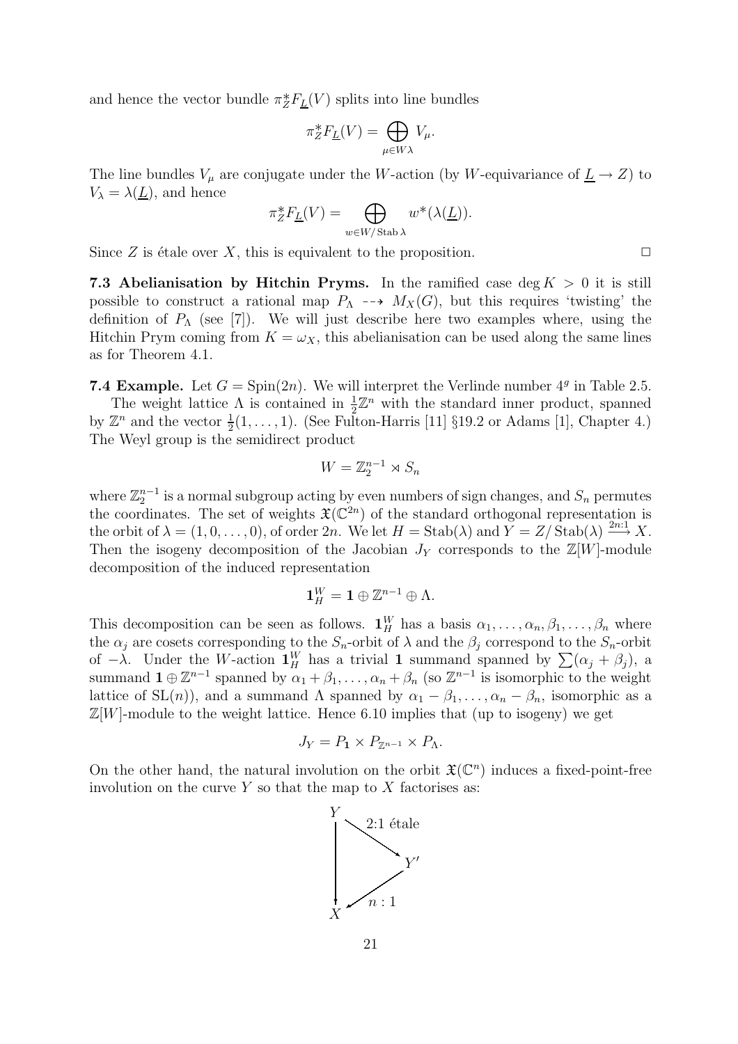and hence the vector bundle $\pi_Z^* F_{\underline{L}}(V)$ splits into line bundles

$$\pi_Z^* F_{\underline{L}}(V) = \bigoplus_{\mu \in W\lambda} V_\mu.$$

The line bundles $V_\mu$ are conjugate under the $W$-action (by $W$-equivariance of $\underline{L} \to Z$) to $V_\lambda = \lambda(\underline{L})$, and hence

$$\pi_Z^* F_{\underline{L}}(V) = \bigoplus_{w \in W/\operatorname{Stab}\lambda} w^*(\lambda(\underline{L})).$$

Since $Z$ is étale over $X$, this is equivalent to the proposition. $\square$

**7.3 Abelianisation by Hitchin Pryms.** In the ramified case $\deg K > 0$ it is still possible to construct a rational map $P_\Lambda \dashrightarrow M_X(G)$, but this requires 'twisting' the definition of $P_\Lambda$ (see [7]). We will just describe here two examples where, using the Hitchin Prym coming from $K = \omega_X$, this abelianisation can be used along the same lines as for Theorem 4.1.

**7.4 Example.** Let $G = \mathrm{Spin}(2n)$. We will interpret the Verlinde number $4^g$ in Table 2.5.

The weight lattice $\Lambda$ is contained in $\frac{1}{2}\mathbb{Z}^n$ with the standard inner product, spanned by $\mathbb{Z}^n$ and the vector $\frac{1}{2}(1,\ldots,1)$. (See Fulton-Harris [11] §19.2 or Adams [1], Chapter 4.) The Weyl group is the semidirect product

$$W = \mathbb{Z}_2^{n-1} \rtimes S_n$$

where $\mathbb{Z}_2^{n-1}$ is a normal subgroup acting by even numbers of sign changes, and $S_n$ permutes the coordinates. The set of weights $\mathfrak{X}(\mathbb{C}^{2n})$ of the standard orthogonal representation is the orbit of $\lambda = (1,0,\ldots,0)$, of order $2n$. We let $H = \operatorname{Stab}(\lambda)$ and $Y = Z/\operatorname{Stab}(\lambda) \xrightarrow{2n:1} X$. Then the isogeny decomposition of the Jacobian $J_Y$ corresponds to the $\mathbb{Z}[W]$-module decomposition of the induced representation

$$\mathbf{1}_H^W = \mathbf{1} \oplus \mathbb{Z}^{n-1} \oplus \Lambda.$$

This decomposition can be seen as follows. $\mathbf{1}_H^W$ has a basis $\alpha_1,\ldots,\alpha_n,\beta_1,\ldots,\beta_n$ where the $\alpha_j$ are cosets corresponding to the $S_n$-orbit of $\lambda$ and the $\beta_j$ correspond to the $S_n$-orbit of $-\lambda$. Under the $W$-action $\mathbf{1}_H^W$ has a trivial $\mathbf{1}$ summand spanned by $\sum(\alpha_j + \beta_j)$, a summand $\mathbf{1} \oplus \mathbb{Z}^{n-1}$ spanned by $\alpha_1+\beta_1,\ldots,\alpha_n+\beta_n$ (so $\mathbb{Z}^{n-1}$ is isomorphic to the weight lattice of $\mathrm{SL}(n)$), and a summand $\Lambda$ spanned by $\alpha_1-\beta_1,\ldots,\alpha_n-\beta_n$, isomorphic as a $\mathbb{Z}[W]$-module to the weight lattice. Hence 6.10 implies that (up to isogeny) we get

$$J_Y = P_{\mathbf{1}} \times P_{\mathbb{Z}^{n-1}} \times P_\Lambda.$$

On the other hand, the natural involution on the orbit $\mathfrak{X}(\mathbb{C}^n)$ induces a fixed-point-free involution on the curve $Y$ so that the map to $X$ factorises as:

$$\begin{array}{ccc} Y & \xrightarrow{\text{2:1 étale}} & Y' \\ \downarrow & \swarrow{\scriptstyle n:1} & \\ X & & \end{array}$$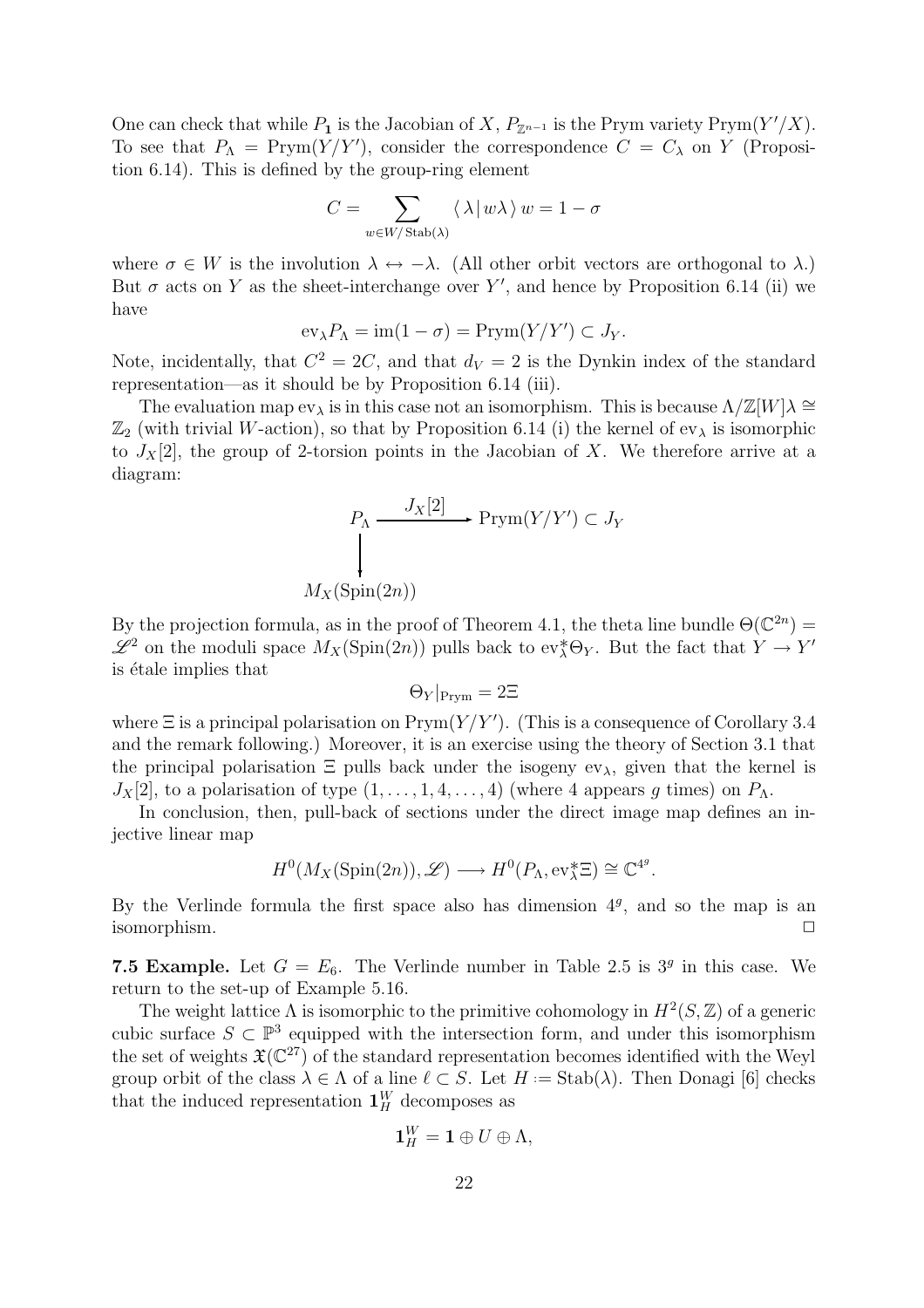One can check that while $P_{\mathbf{1}}$ is the Jacobian of $X$, $P_{\mathbb{Z}^{n-1}}$ is the Prym variety $\mathrm{Prym}(Y'/X)$. To see that $P_\Lambda = \mathrm{Prym}(Y/Y')$, consider the correspondence $C = C_\lambda$ on $Y$ (Proposition 6.14). This is defined by the group-ring element

$$C = \sum_{w \in W/\mathrm{Stab}(\lambda)} \langle \lambda \,|\, w\lambda \rangle \, w = 1 - \sigma$$

where $\sigma \in W$ is the involution $\lambda \leftrightarrow -\lambda$. (All other orbit vectors are orthogonal to $\lambda$.) But $\sigma$ acts on $Y$ as the sheet-interchange over $Y'$, and hence by Proposition 6.14 (ii) we have

$$\mathrm{ev}_\lambda P_\Lambda = \mathrm{im}(1-\sigma) = \mathrm{Prym}(Y/Y') \subset J_Y.$$

Note, incidentally, that $C^2 = 2C$, and that $d_V = 2$ is the Dynkin index of the standard representation—as it should be by Proposition 6.14 (iii).

The evaluation map $\mathrm{ev}_\lambda$ is in this case not an isomorphism. This is because $\Lambda/\mathbb{Z}[W]\lambda \cong \mathbb{Z}_2$ (with trivial $W$-action), so that by Proposition 6.14 (i) the kernel of $\mathrm{ev}_\lambda$ is isomorphic to $J_X[2]$, the group of 2-torsion points in the Jacobian of $X$. We therefore arrive at a diagram:

$$\begin{array}{ccc} P_\Lambda & \xrightarrow{\;J_X[2]\;} & \mathrm{Prym}(Y/Y') \subset J_Y \\ \big\downarrow & & \\ M_X(\mathrm{Spin}(2n)) & & \end{array}$$

By the projection formula, as in the proof of Theorem 4.1, the theta line bundle $\Theta(\mathbb{C}^{2n}) = \mathscr{L}^2$ on the moduli space $M_X(\mathrm{Spin}(2n))$ pulls back to $\mathrm{ev}_\lambda^*\Theta_Y$. But the fact that $Y \to Y'$ is étale implies that

$$\Theta_Y|_{\mathrm{Prym}} = 2\Xi$$

where $\Xi$ is a principal polarisation on $\mathrm{Prym}(Y/Y')$. (This is a consequence of Corollary 3.4 and the remark following.) Moreover, it is an exercise using the theory of Section 3.1 that the principal polarisation $\Xi$ pulls back under the isogeny $\mathrm{ev}_\lambda$, given that the kernel is $J_X[2]$, to a polarisation of type $(1, \ldots, 1, 4, \ldots, 4)$ (where 4 appears $g$ times) on $P_\Lambda$.

In conclusion, then, pull-back of sections under the direct image map defines an injective linear map

$$H^0(M_X(\mathrm{Spin}(2n)), \mathscr{L}) \longrightarrow H^0(P_\Lambda, \mathrm{ev}_\lambda^*\Xi) \cong \mathbb{C}^{4^g}.$$

By the Verlinde formula the first space also has dimension $4^g$, and so the map is an isomorphism. $\square$

**7.5 Example.** Let $G = E_6$. The Verlinde number in Table 2.5 is $3^g$ in this case. We return to the set-up of Example 5.16.

The weight lattice $\Lambda$ is isomorphic to the primitive cohomology in $H^2(S, \mathbb{Z})$ of a generic cubic surface $S \subset \mathbb{P}^3$ equipped with the intersection form, and under this isomorphism the set of weights $\mathfrak{X}(\mathbb{C}^{27})$ of the standard representation becomes identified with the Weyl group orbit of the class $\lambda \in \Lambda$ of a line $\ell \subset S$. Let $H := \mathrm{Stab}(\lambda)$. Then Donagi [6] checks that the induced representation $\mathbf{1}_H^W$ decomposes as

$$\mathbf{1}_H^W = \mathbf{1} \oplus U \oplus \Lambda,$$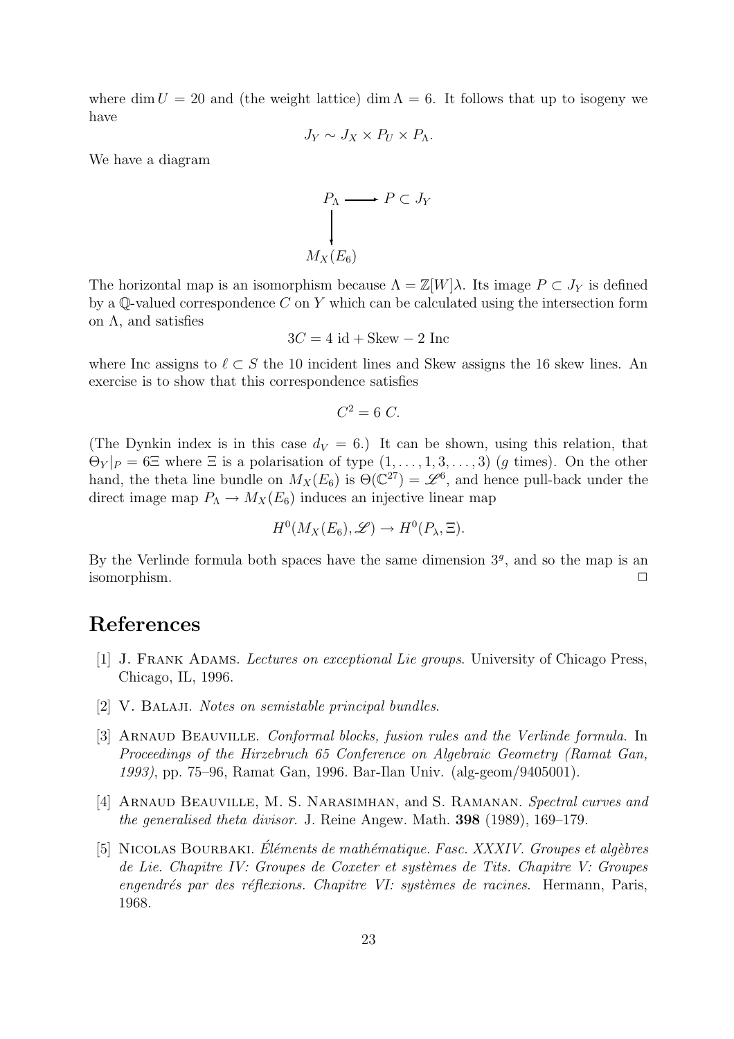where $\dim U = 20$ and (the weight lattice) $\dim \Lambda = 6$. It follows that up to isogeny we have

$$J_Y \sim J_X \times P_U \times P_\Lambda.$$

We have a diagram

$$\begin{array}{ccc} P_\Lambda & \longrightarrow & P \subset J_Y \\ \downarrow & & \\ M_X(E_6) & & \end{array}$$

The horizontal map is an isomorphism because $\Lambda = \mathbb{Z}[W]\lambda$. Its image $P \subset J_Y$ is defined by a $\mathbb{Q}$-valued correspondence $C$ on $Y$ which can be calculated using the intersection form on $\Lambda$, and satisfies

$$3C = 4 \text{ id} + \text{Skew} - 2 \text{ Inc}$$

where Inc assigns to $\ell \subset S$ the 10 incident lines and Skew assigns the 16 skew lines. An exercise is to show that this correspondence satisfies

$$C^2 = 6\ C.$$

(The Dynkin index is in this case $d_V = 6$.) It can be shown, using this relation, that $\Theta_Y|_P = 6\Xi$ where $\Xi$ is a polarisation of type $(1, \ldots, 1, 3, \ldots, 3)$ ($g$ times). On the other hand, the theta line bundle on $M_X(E_6)$ is $\Theta(\mathbb{C}^{27}) = \mathscr{L}^6$, and hence pull-back under the direct image map $P_\Lambda \to M_X(E_6)$ induces an injective linear map

$$H^0(M_X(E_6), \mathscr{L}) \to H^0(P_\lambda, \Xi).$$

By the Verlinde formula both spaces have the same dimension $3^g$, and so the map is an isomorphism. $\square$

# References

[1] J. Frank Adams. *Lectures on exceptional Lie groups*. University of Chicago Press, Chicago, IL, 1996.

[2] V. Balaji. *Notes on semistable principal bundles*.

[3] Arnaud Beauville. *Conformal blocks, fusion rules and the Verlinde formula*. In *Proceedings of the Hirzebruch 65 Conference on Algebraic Geometry (Ramat Gan, 1993)*, pp. 75–96, Ramat Gan, 1996. Bar-Ilan Univ. (alg-geom/9405001).

[4] Arnaud Beauville, M. S. Narasimhan, and S. Ramanan. *Spectral curves and the generalised theta divisor*. J. Reine Angew. Math. **398** (1989), 169–179.

[5] Nicolas Bourbaki. *Éléments de mathématique. Fasc. XXXIV. Groupes et algèbres de Lie. Chapitre IV: Groupes de Coxeter et systèmes de Tits. Chapitre V: Groupes engendrés par des réflexions. Chapitre VI: systèmes de racines.* Hermann, Paris, 1968.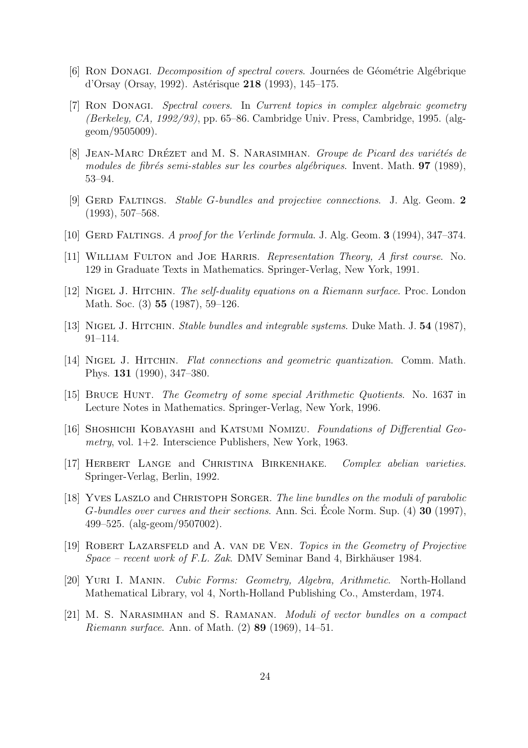[6] Ron Donagi. *Decomposition of spectral covers*. Journées de Géométrie Algébrique d'Orsay (Orsay, 1992). Astérisque **218** (1993), 145–175.

[7] Ron Donagi. *Spectral covers*. In *Current topics in complex algebraic geometry (Berkeley, CA, 1992/93)*, pp. 65–86. Cambridge Univ. Press, Cambridge, 1995. (alg-geom/9505009).

[8] Jean-Marc Drézet and M. S. Narasimhan. *Groupe de Picard des variétés de modules de fibrés semi-stables sur les courbes algébriques*. Invent. Math. **97** (1989), 53–94.

[9] Gerd Faltings. *Stable G-bundles and projective connections*. J. Alg. Geom. **2** (1993), 507–568.

[10] Gerd Faltings. *A proof for the Verlinde formula*. J. Alg. Geom. **3** (1994), 347–374.

[11] William Fulton and Joe Harris. *Representation Theory, A first course*. No. 129 in Graduate Texts in Mathematics. Springer-Verlag, New York, 1991.

[12] Nigel J. Hitchin. *The self-duality equations on a Riemann surface*. Proc. London Math. Soc. (3) **55** (1987), 59–126.

[13] Nigel J. Hitchin. *Stable bundles and integrable systems*. Duke Math. J. **54** (1987), 91–114.

[14] Nigel J. Hitchin. *Flat connections and geometric quantization*. Comm. Math. Phys. **131** (1990), 347–380.

[15] Bruce Hunt. *The Geometry of some special Arithmetic Quotients*. No. 1637 in Lecture Notes in Mathematics. Springer-Verlag, New York, 1996.

[16] Shoshichi Kobayashi and Katsumi Nomizu. *Foundations of Differential Geometry*, vol. 1+2. Interscience Publishers, New York, 1963.

[17] Herbert Lange and Christina Birkenhake. *Complex abelian varieties*. Springer-Verlag, Berlin, 1992.

[18] Yves Laszlo and Christoph Sorger. *The line bundles on the moduli of parabolic G-bundles over curves and their sections*. Ann. Sci. École Norm. Sup. (4) **30** (1997), 499–525. (alg-geom/9507002).

[19] Robert Lazarsfeld and A. van de Ven. *Topics in the Geometry of Projective Space – recent work of F.L. Zak*. DMV Seminar Band 4, Birkhäuser 1984.

[20] Yuri I. Manin. *Cubic Forms: Geometry, Algebra, Arithmetic*. North-Holland Mathematical Library, vol 4, North-Holland Publishing Co., Amsterdam, 1974.

[21] M. S. Narasimhan and S. Ramanan. *Moduli of vector bundles on a compact Riemann surface*. Ann. of Math. (2) **89** (1969), 14–51.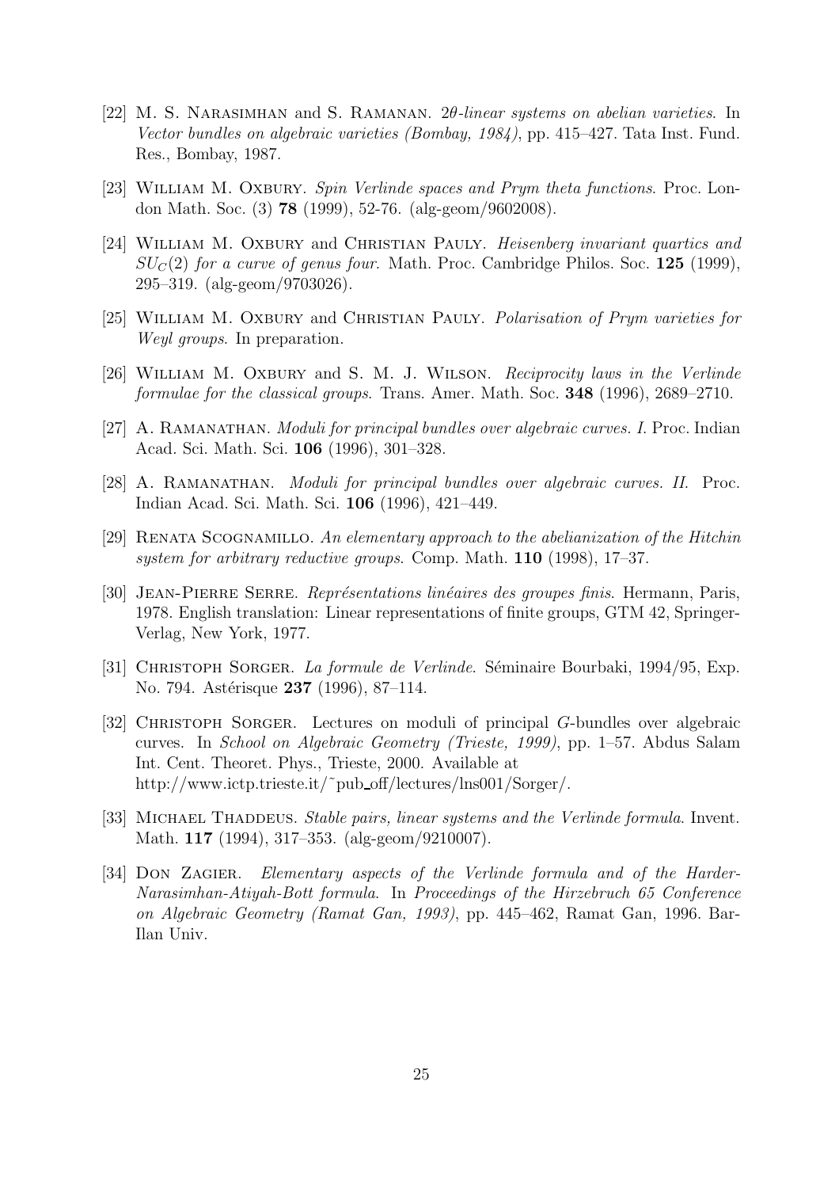[22] M. S. Narasimhan and S. Ramanan. *2θ-linear systems on abelian varieties*. In *Vector bundles on algebraic varieties (Bombay, 1984)*, pp. 415–427. Tata Inst. Fund. Res., Bombay, 1987.

[23] William M. Oxbury. *Spin Verlinde spaces and Prym theta functions*. Proc. London Math. Soc. (3) **78** (1999), 52-76. (alg-geom/9602008).

[24] William M. Oxbury and Christian Pauly. *Heisenberg invariant quartics and $SU_C(2)$ for a curve of genus four.* Math. Proc. Cambridge Philos. Soc. **125** (1999), 295–319. (alg-geom/9703026).

[25] William M. Oxbury and Christian Pauly. *Polarisation of Prym varieties for Weyl groups*. In preparation.

[26] William M. Oxbury and S. M. J. Wilson. *Reciprocity laws in the Verlinde formulae for the classical groups*. Trans. Amer. Math. Soc. **348** (1996), 2689–2710.

[27] A. Ramanathan. *Moduli for principal bundles over algebraic curves. I*. Proc. Indian Acad. Sci. Math. Sci. **106** (1996), 301–328.

[28] A. Ramanathan. *Moduli for principal bundles over algebraic curves. II.* Proc. Indian Acad. Sci. Math. Sci. **106** (1996), 421–449.

[29] Renata Scognamillo. *An elementary approach to the abelianization of the Hitchin system for arbitrary reductive groups*. Comp. Math. **110** (1998), 17–37.

[30] Jean-Pierre Serre. *Représentations linéaires des groupes finis*. Hermann, Paris, 1978. English translation: Linear representations of finite groups, GTM 42, Springer-Verlag, New York, 1977.

[31] Christoph Sorger. *La formule de Verlinde*. Séminaire Bourbaki, 1994/95, Exp. No. 794. Astérisque **237** (1996), 87–114.

[32] Christoph Sorger. Lectures on moduli of principal $G$-bundles over algebraic curves. In *School on Algebraic Geometry (Trieste, 1999)*, pp. 1–57. Abdus Salam Int. Cent. Theoret. Phys., Trieste, 2000. Available at http://www.ictp.trieste.it/~pub_off/lectures/lns001/Sorger/.

[33] Michael Thaddeus. *Stable pairs, linear systems and the Verlinde formula*. Invent. Math. **117** (1994), 317–353. (alg-geom/9210007).

[34] Don Zagier. *Elementary aspects of the Verlinde formula and of the Harder-Narasimhan-Atiyah-Bott formula*. In *Proceedings of the Hirzebruch 65 Conference on Algebraic Geometry (Ramat Gan, 1993)*, pp. 445–462, Ramat Gan, 1996. Bar-Ilan Univ.